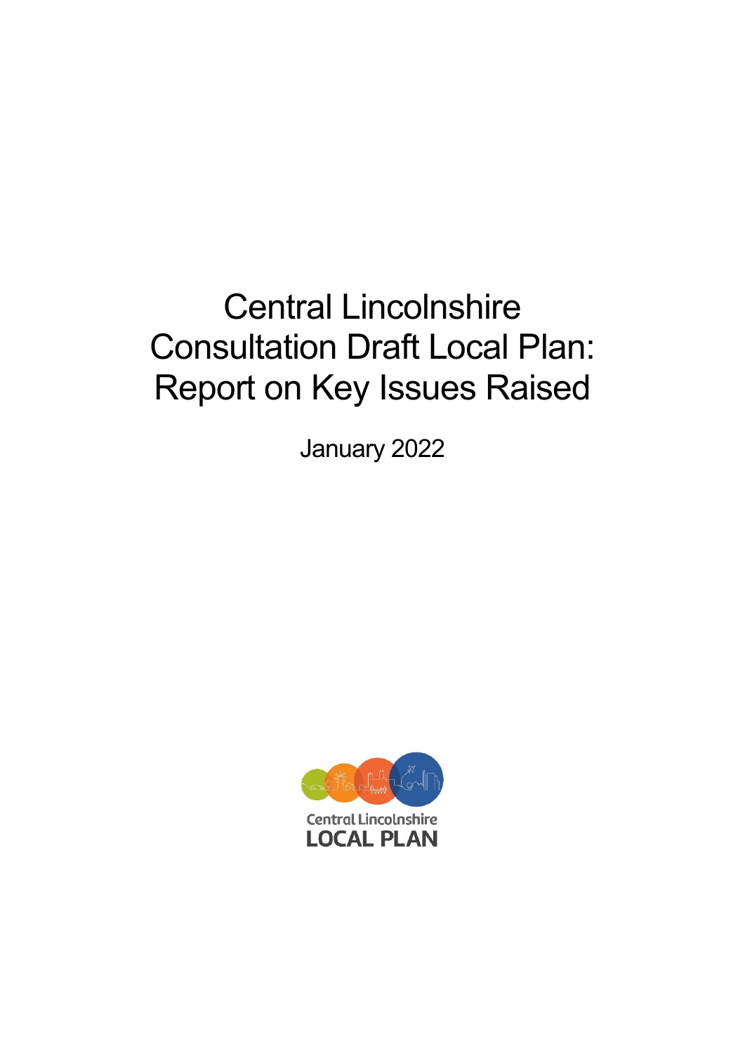# Central Lincolnshire Consultation Draft Local Plan: Report on Key Issues Raised

January 2022

Central Lincolnshire

LOCAL PLAN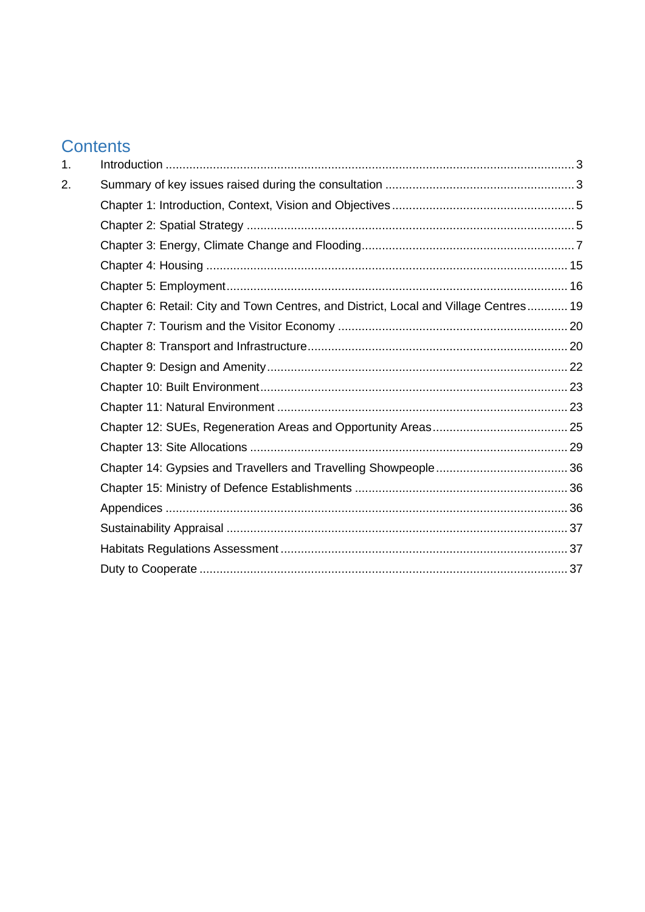# Contents

1. Introduction ........................................................................................................................ 3
2. Summary of key issues raised during the consultation ........................................................ 3

Chapter 1: Introduction, Context, Vision and Objectives ...................................................... 5

Chapter 2: Spatial Strategy ................................................................................................. 5

Chapter 3: Energy, Climate Change and Flooding.............................................................. 7

Chapter 4: Housing .......................................................................................................... 15

Chapter 5: Employment.................................................................................................... 16

Chapter 6: Retail: City and Town Centres, and District, Local and Village Centres............ 19

Chapter 7: Tourism and the Visitor Economy .................................................................... 20

Chapter 8: Transport and Infrastructure............................................................................ 20

Chapter 9: Design and Amenity........................................................................................ 22

Chapter 10: Built Environment.......................................................................................... 23

Chapter 11: Natural Environment ..................................................................................... 23

Chapter 12: SUEs, Regeneration Areas and Opportunity Areas........................................ 25

Chapter 13: Site Allocations ............................................................................................. 29

Chapter 14: Gypsies and Travellers and Travelling Showpeople....................................... 36

Chapter 15: Ministry of Defence Establishments ............................................................... 36

Appendices ...................................................................................................................... 36

Sustainability Appraisal .................................................................................................... 37

Habitats Regulations Assessment..................................................................................... 37

Duty to Cooperate ............................................................................................................ 37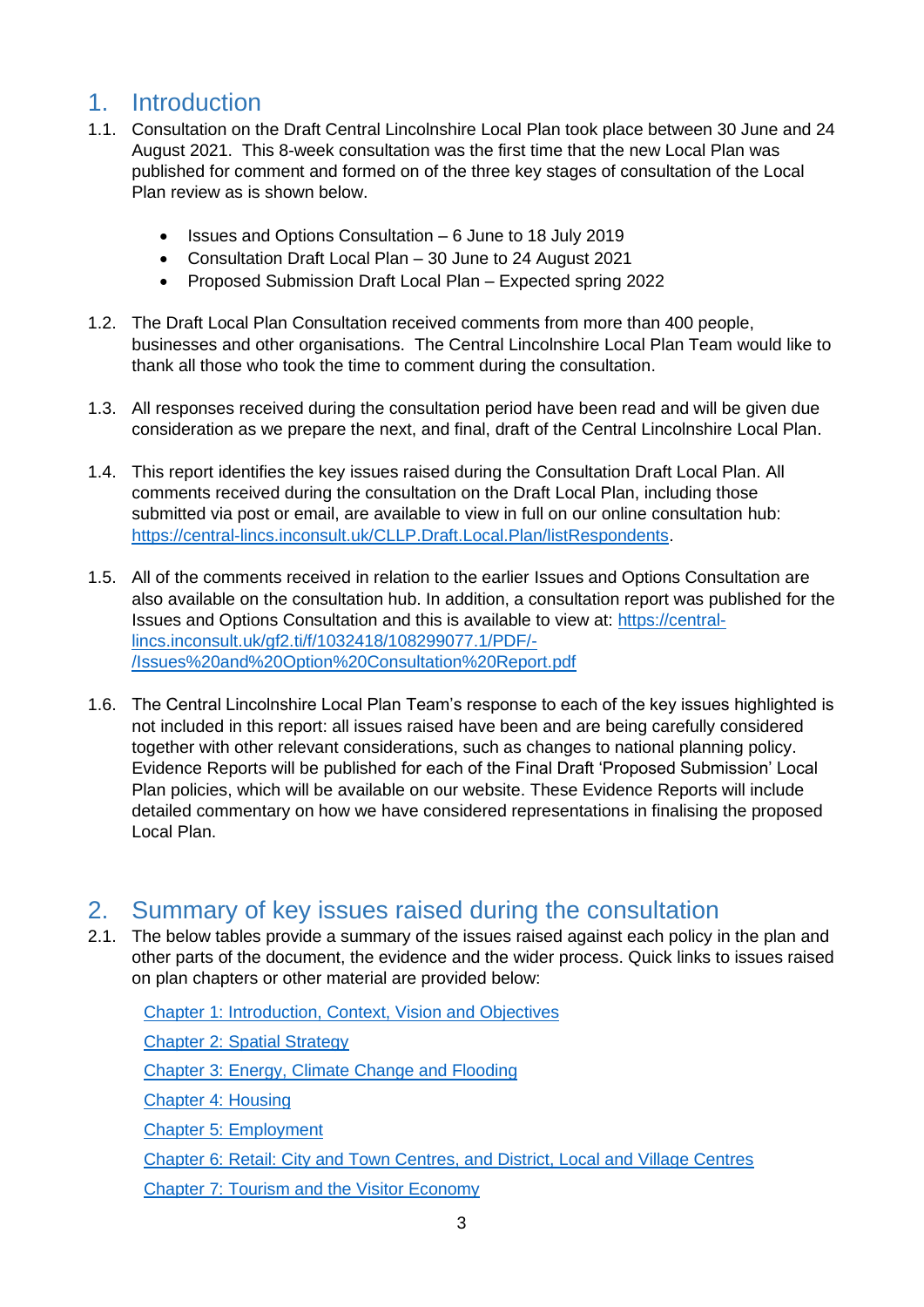# 1. Introduction

1.1. Consultation on the Draft Central Lincolnshire Local Plan took place between 30 June and 24 August 2021. This 8-week consultation was the first time that the new Local Plan was published for comment and formed on of the three key stages of consultation of the Local Plan review as is shown below.

- Issues and Options Consultation – 6 June to 18 July 2019
- Consultation Draft Local Plan – 30 June to 24 August 2021
- Proposed Submission Draft Local Plan – Expected spring 2022

1.2. The Draft Local Plan Consultation received comments from more than 400 people, businesses and other organisations. The Central Lincolnshire Local Plan Team would like to thank all those who took the time to comment during the consultation.

1.3. All responses received during the consultation period have been read and will be given due consideration as we prepare the next, and final, draft of the Central Lincolnshire Local Plan.

1.4. This report identifies the key issues raised during the Consultation Draft Local Plan. All comments received during the consultation on the Draft Local Plan, including those submitted via post or email, are available to view in full on our online consultation hub: https://central-lincs.inconsult.uk/CLLP.Draft.Local.Plan/listRespondents.

1.5. All of the comments received in relation to the earlier Issues and Options Consultation are also available on the consultation hub. In addition, a consultation report was published for the Issues and Options Consultation and this is available to view at: https://central-lincs.inconsult.uk/gf2.ti/f/1032418/108299077.1/PDF/-/Issues%20and%20Option%20Consultation%20Report.pdf

1.6. The Central Lincolnshire Local Plan Team's response to each of the key issues highlighted is not included in this report: all issues raised have been and are being carefully considered together with other relevant considerations, such as changes to national planning policy. Evidence Reports will be published for each of the Final Draft 'Proposed Submission' Local Plan policies, which will be available on our website. These Evidence Reports will include detailed commentary on how we have considered representations in finalising the proposed Local Plan.

# 2. Summary of key issues raised during the consultation

2.1. The below tables provide a summary of the issues raised against each policy in the plan and other parts of the document, the evidence and the wider process. Quick links to issues raised on plan chapters or other material are provided below:

Chapter 1: Introduction, Context, Vision and Objectives

Chapter 2: Spatial Strategy

Chapter 3: Energy, Climate Change and Flooding

Chapter 4: Housing

Chapter 5: Employment

Chapter 6: Retail: City and Town Centres, and District, Local and Village Centres

Chapter 7: Tourism and the Visitor Economy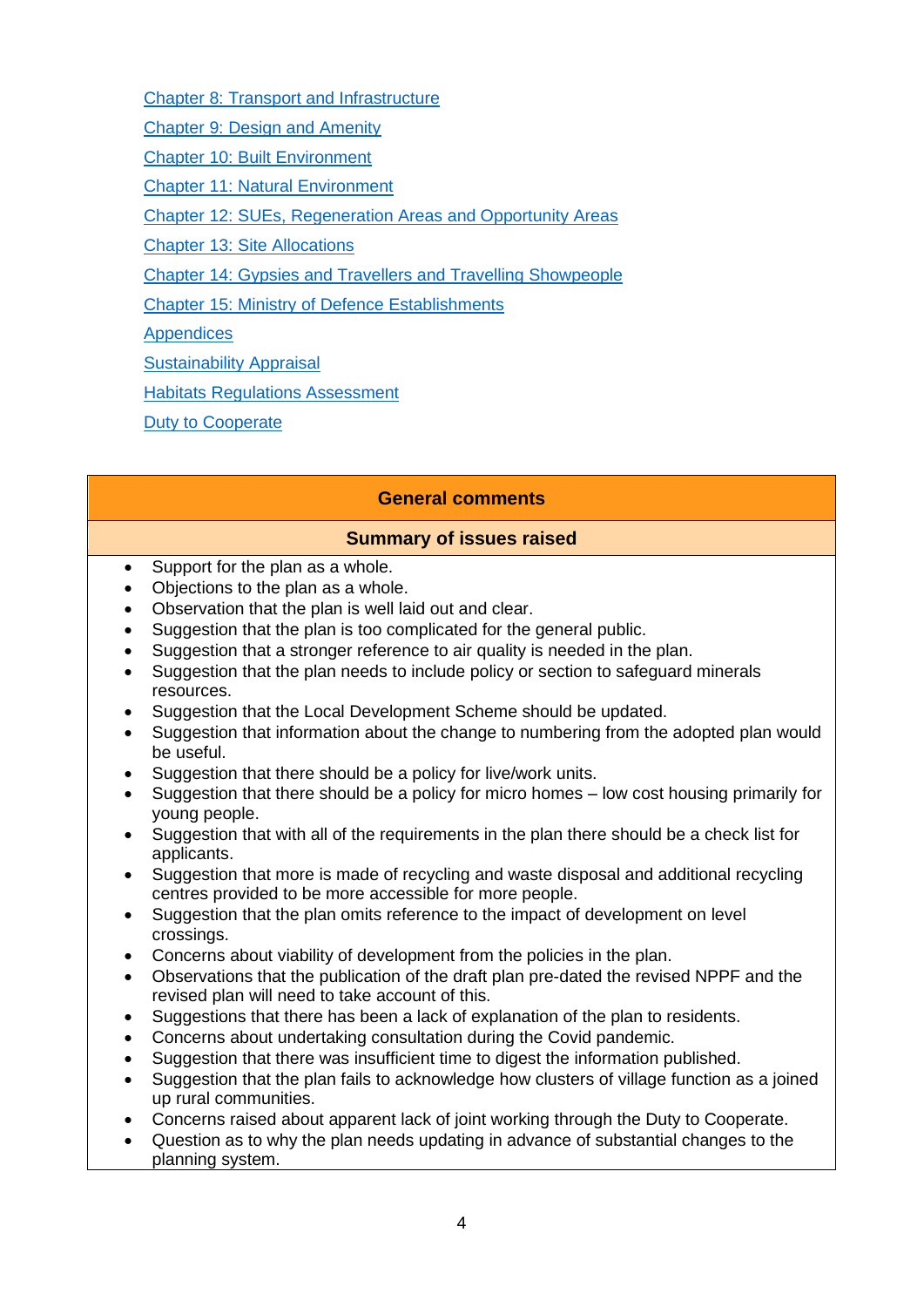[Chapter 8: Transport and Infrastructure]
[Chapter 9: Design and Amenity]
[Chapter 10: Built Environment]
[Chapter 11: Natural Environment]
[Chapter 12: SUEs, Regeneration Areas and Opportunity Areas]
[Chapter 13: Site Allocations]
[Chapter 14: Gypsies and Travellers and Travelling Showpeople]
[Chapter 15: Ministry of Defence Establishments]
[Appendices]
[Sustainability Appraisal]
[Habitats Regulations Assessment]
[Duty to Cooperate]

| General comments |
|---|
| **Summary of issues raised** |
| • Support for the plan as a whole.<br>• Objections to the plan as a whole.<br>• Observation that the plan is well laid out and clear.<br>• Suggestion that the plan is too complicated for the general public.<br>• Suggestion that a stronger reference to air quality is needed in the plan.<br>• Suggestion that the plan needs to include policy or section to safeguard minerals resources.<br>• Suggestion that the Local Development Scheme should be updated.<br>• Suggestion that information about the change to numbering from the adopted plan would be useful.<br>• Suggestion that there should be a policy for live/work units.<br>• Suggestion that there should be a policy for micro homes – low cost housing primarily for young people.<br>• Suggestion that with all of the requirements in the plan there should be a check list for applicants.<br>• Suggestion that more is made of recycling and waste disposal and additional recycling centres provided to be more accessible for more people.<br>• Suggestion that the plan omits reference to the impact of development on level crossings.<br>• Concerns about viability of development from the policies in the plan.<br>• Observations that the publication of the draft plan pre-dated the revised NPPF and the revised plan will need to take account of this.<br>• Suggestions that there has been a lack of explanation of the plan to residents.<br>• Concerns about undertaking consultation during the Covid pandemic.<br>• Suggestion that there was insufficient time to digest the information published.<br>• Suggestion that the plan fails to acknowledge how clusters of village function as a joined up rural communities.<br>• Concerns raised about apparent lack of joint working through the Duty to Cooperate.<br>• Question as to why the plan needs updating in advance of substantial changes to the planning system. |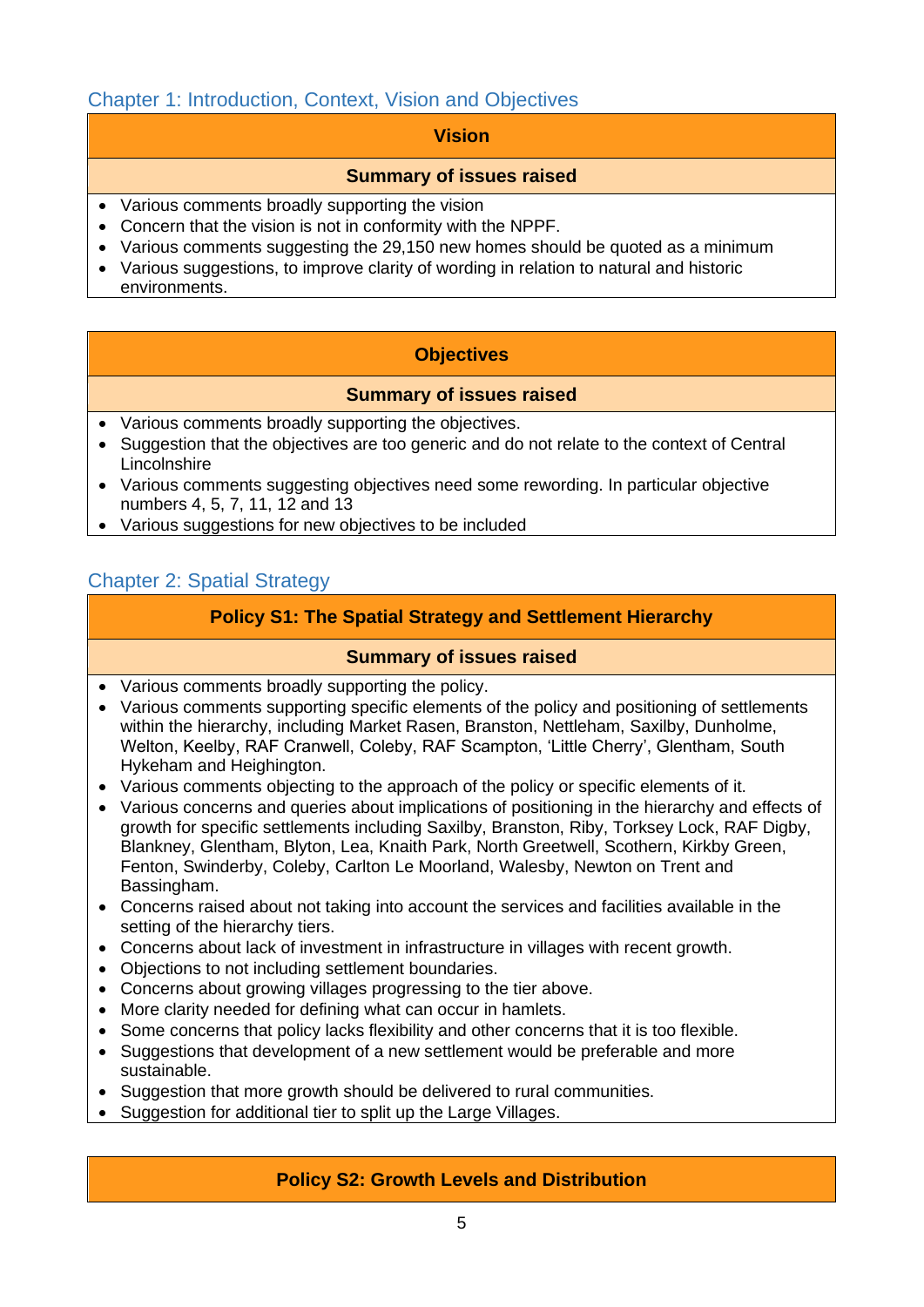## Chapter 1: Introduction, Context, Vision and Objectives

### Vision

**Summary of issues raised**

- Various comments broadly supporting the vision
- Concern that the vision is not in conformity with the NPPF.
- Various comments suggesting the 29,150 new homes should be quoted as a minimum
- Various suggestions, to improve clarity of wording in relation to natural and historic environments.

### Objectives

**Summary of issues raised**

- Various comments broadly supporting the objectives.
- Suggestion that the objectives are too generic and do not relate to the context of Central Lincolnshire
- Various comments suggesting objectives need some rewording. In particular objective numbers 4, 5, 7, 11, 12 and 13
- Various suggestions for new objectives to be included

## Chapter 2: Spatial Strategy

### Policy S1: The Spatial Strategy and Settlement Hierarchy

**Summary of issues raised**

- Various comments broadly supporting the policy.
- Various comments supporting specific elements of the policy and positioning of settlements within the hierarchy, including Market Rasen, Branston, Nettleham, Saxilby, Dunholme, Welton, Keelby, RAF Cranwell, Coleby, RAF Scampton, 'Little Cherry', Glentham, South Hykeham and Heighington.
- Various comments objecting to the approach of the policy or specific elements of it.
- Various concerns and queries about implications of positioning in the hierarchy and effects of growth for specific settlements including Saxilby, Branston, Riby, Torksey Lock, RAF Digby, Blankney, Glentham, Blyton, Lea, Knaith Park, North Greetwell, Scothern, Kirkby Green, Fenton, Swinderby, Coleby, Carlton Le Moorland, Walesby, Newton on Trent and Bassingham.
- Concerns raised about not taking into account the services and facilities available in the setting of the hierarchy tiers.
- Concerns about lack of investment in infrastructure in villages with recent growth.
- Objections to not including settlement boundaries.
- Concerns about growing villages progressing to the tier above.
- More clarity needed for defining what can occur in hamlets.
- Some concerns that policy lacks flexibility and other concerns that it is too flexible.
- Suggestions that development of a new settlement would be preferable and more sustainable.
- Suggestion that more growth should be delivered to rural communities.
- Suggestion for additional tier to split up the Large Villages.

### Policy S2: Growth Levels and Distribution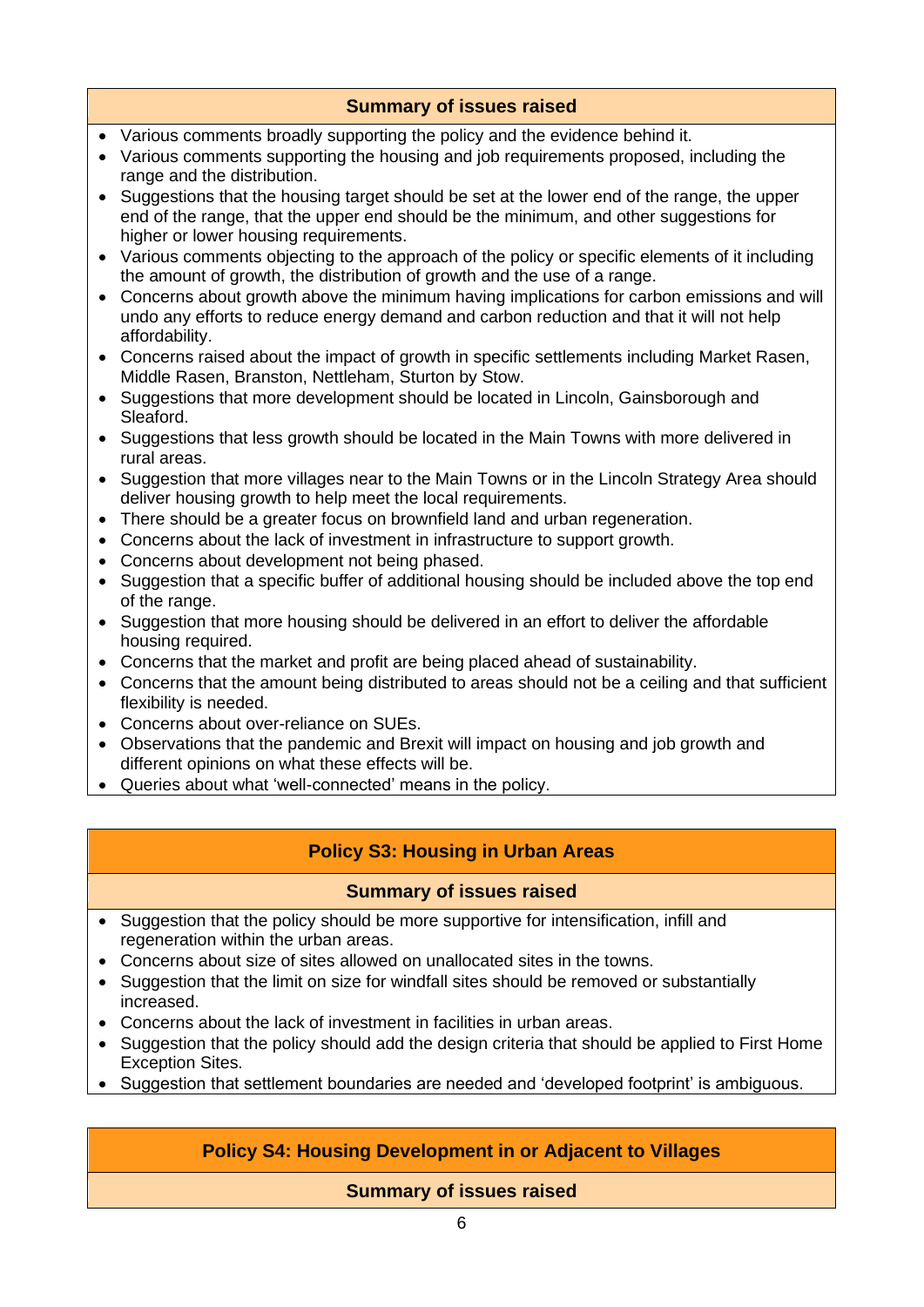**Summary of issues raised**

- Various comments broadly supporting the policy and the evidence behind it.
- Various comments supporting the housing and job requirements proposed, including the range and the distribution.
- Suggestions that the housing target should be set at the lower end of the range, the upper end of the range, that the upper end should be the minimum, and other suggestions for higher or lower housing requirements.
- Various comments objecting to the approach of the policy or specific elements of it including the amount of growth, the distribution of growth and the use of a range.
- Concerns about growth above the minimum having implications for carbon emissions and will undo any efforts to reduce energy demand and carbon reduction and that it will not help affordability.
- Concerns raised about the impact of growth in specific settlements including Market Rasen, Middle Rasen, Branston, Nettleham, Sturton by Stow.
- Suggestions that more development should be located in Lincoln, Gainsborough and Sleaford.
- Suggestions that less growth should be located in the Main Towns with more delivered in rural areas.
- Suggestion that more villages near to the Main Towns or in the Lincoln Strategy Area should deliver housing growth to help meet the local requirements.
- There should be a greater focus on brownfield land and urban regeneration.
- Concerns about the lack of investment in infrastructure to support growth.
- Concerns about development not being phased.
- Suggestion that a specific buffer of additional housing should be included above the top end of the range.
- Suggestion that more housing should be delivered in an effort to deliver the affordable housing required.
- Concerns that the market and profit are being placed ahead of sustainability.
- Concerns that the amount being distributed to areas should not be a ceiling and that sufficient flexibility is needed.
- Concerns about over-reliance on SUEs.
- Observations that the pandemic and Brexit will impact on housing and job growth and different opinions on what these effects will be.
- Queries about what 'well-connected' means in the policy.

## Policy S3: Housing in Urban Areas

**Summary of issues raised**

- Suggestion that the policy should be more supportive for intensification, infill and regeneration within the urban areas.
- Concerns about size of sites allowed on unallocated sites in the towns.
- Suggestion that the limit on size for windfall sites should be removed or substantially increased.
- Concerns about the lack of investment in facilities in urban areas.
- Suggestion that the policy should add the design criteria that should be applied to First Home Exception Sites.
- Suggestion that settlement boundaries are needed and 'developed footprint' is ambiguous.

## Policy S4: Housing Development in or Adjacent to Villages

**Summary of issues raised**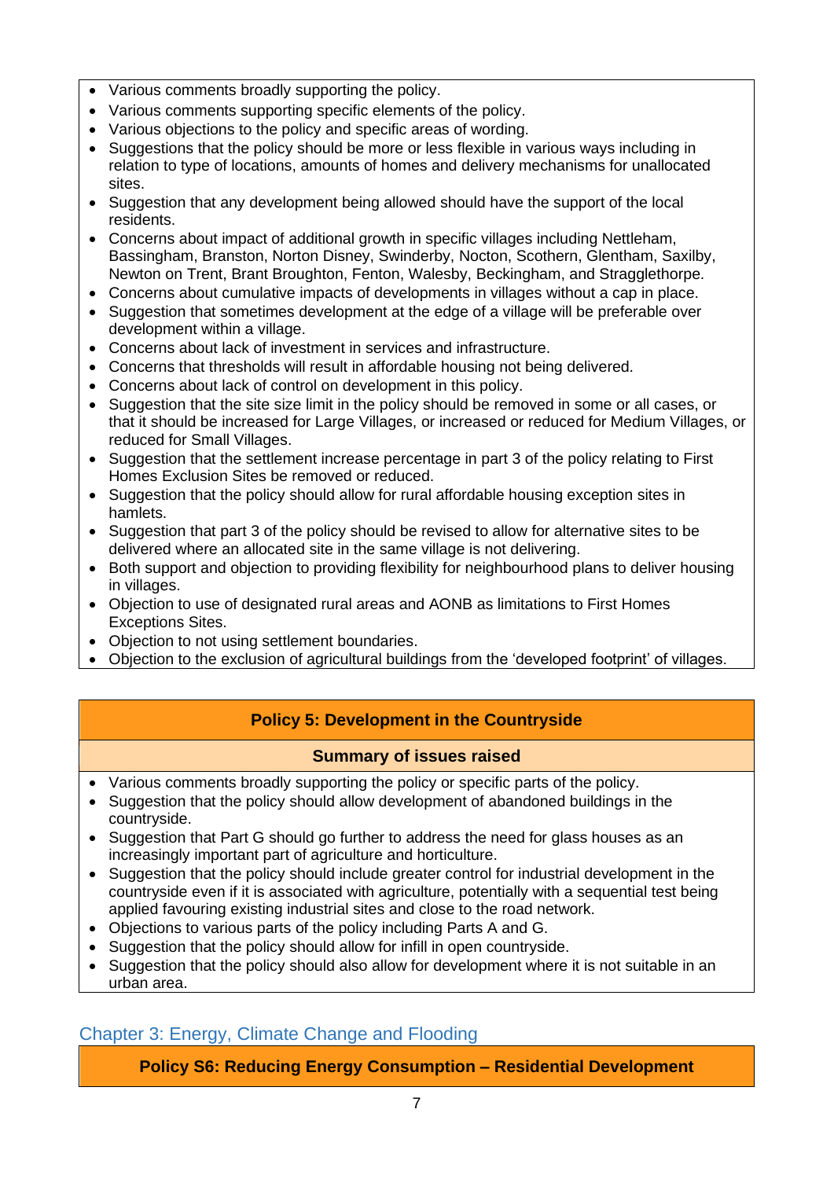- Various comments broadly supporting the policy.
- Various comments supporting specific elements of the policy.
- Various objections to the policy and specific areas of wording.
- Suggestions that the policy should be more or less flexible in various ways including in relation to type of locations, amounts of homes and delivery mechanisms for unallocated sites.
- Suggestion that any development being allowed should have the support of the local residents.
- Concerns about impact of additional growth in specific villages including Nettleham, Bassingham, Branston, Norton Disney, Swinderby, Nocton, Scothern, Glentham, Saxilby, Newton on Trent, Brant Broughton, Fenton, Walesby, Beckingham, and Stragglethorpe.
- Concerns about cumulative impacts of developments in villages without a cap in place.
- Suggestion that sometimes development at the edge of a village will be preferable over development within a village.
- Concerns about lack of investment in services and infrastructure.
- Concerns that thresholds will result in affordable housing not being delivered.
- Concerns about lack of control on development in this policy.
- Suggestion that the site size limit in the policy should be removed in some or all cases, or that it should be increased for Large Villages, or increased or reduced for Medium Villages, or reduced for Small Villages.
- Suggestion that the settlement increase percentage in part 3 of the policy relating to First Homes Exclusion Sites be removed or reduced.
- Suggestion that the policy should allow for rural affordable housing exception sites in hamlets.
- Suggestion that part 3 of the policy should be revised to allow for alternative sites to be delivered where an allocated site in the same village is not delivering.
- Both support and objection to providing flexibility for neighbourhood plans to deliver housing in villages.
- Objection to use of designated rural areas and AONB as limitations to First Homes Exceptions Sites.
- Objection to not using settlement boundaries.
- Objection to the exclusion of agricultural buildings from the 'developed footprint' of villages.

**Policy 5: Development in the Countryside**

**Summary of issues raised**

- Various comments broadly supporting the policy or specific parts of the policy.
- Suggestion that the policy should allow development of abandoned buildings in the countryside.
- Suggestion that Part G should go further to address the need for glass houses as an increasingly important part of agriculture and horticulture.
- Suggestion that the policy should include greater control for industrial development in the countryside even if it is associated with agriculture, potentially with a sequential test being applied favouring existing industrial sites and close to the road network.
- Objections to various parts of the policy including Parts A and G.
- Suggestion that the policy should allow for infill in open countryside.
- Suggestion that the policy should also allow for development where it is not suitable in an urban area.

## Chapter 3: Energy, Climate Change and Flooding

**Policy S6: Reducing Energy Consumption – Residential Development**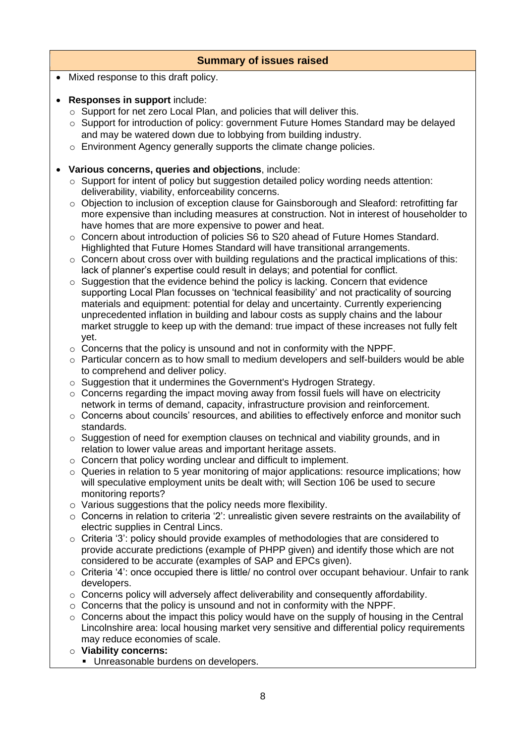| Summary of issues raised |
|---|

- Mixed response to this draft policy.

- **Responses in support** include:
  - Support for net zero Local Plan, and policies that will deliver this.
  - Support for introduction of policy: government Future Homes Standard may be delayed and may be watered down due to lobbying from building industry.
  - Environment Agency generally supports the climate change policies.

- **Various concerns, queries and objections**, include:
  - Support for intent of policy but suggestion detailed policy wording needs attention: deliverability, viability, enforceability concerns.
  - Objection to inclusion of exception clause for Gainsborough and Sleaford: retrofitting far more expensive than including measures at construction. Not in interest of householder to have homes that are more expensive to power and heat.
  - Concern about introduction of policies S6 to S20 ahead of Future Homes Standard. Highlighted that Future Homes Standard will have transitional arrangements.
  - Concern about cross over with building regulations and the practical implications of this: lack of planner's expertise could result in delays; and potential for conflict.
  - Suggestion that the evidence behind the policy is lacking. Concern that evidence supporting Local Plan focusses on 'technical feasibility' and not practicality of sourcing materials and equipment: potential for delay and uncertainty. Currently experiencing unprecedented inflation in building and labour costs as supply chains and the labour market struggle to keep up with the demand: true impact of these increases not fully felt yet.
  - Concerns that the policy is unsound and not in conformity with the NPPF.
  - Particular concern as to how small to medium developers and self-builders would be able to comprehend and deliver policy.
  - Suggestion that it undermines the Government's Hydrogen Strategy.
  - Concerns regarding the impact moving away from fossil fuels will have on electricity network in terms of demand, capacity, infrastructure provision and reinforcement.
  - Concerns about councils' resources, and abilities to effectively enforce and monitor such standards.
  - Suggestion of need for exemption clauses on technical and viability grounds, and in relation to lower value areas and important heritage assets.
  - Concern that policy wording unclear and difficult to implement.
  - Queries in relation to 5 year monitoring of major applications: resource implications; how will speculative employment units be dealt with; will Section 106 be used to secure monitoring reports?
  - Various suggestions that the policy needs more flexibility.
  - Concerns in relation to criteria '2': unrealistic given severe restraints on the availability of electric supplies in Central Lincs.
  - Criteria '3': policy should provide examples of methodologies that are considered to provide accurate predictions (example of PHPP given) and identify those which are not considered to be accurate (examples of SAP and EPCs given).
  - Criteria '4': once occupied there is little/ no control over occupant behaviour. Unfair to rank developers.
  - Concerns policy will adversely affect deliverability and consequently affordability.
  - Concerns that the policy is unsound and not in conformity with the NPPF.
  - Concerns about the impact this policy would have on the supply of housing in the Central Lincolnshire area: local housing market very sensitive and differential policy requirements may reduce economies of scale.
  - **Viability concerns:**
    - Unreasonable burdens on developers.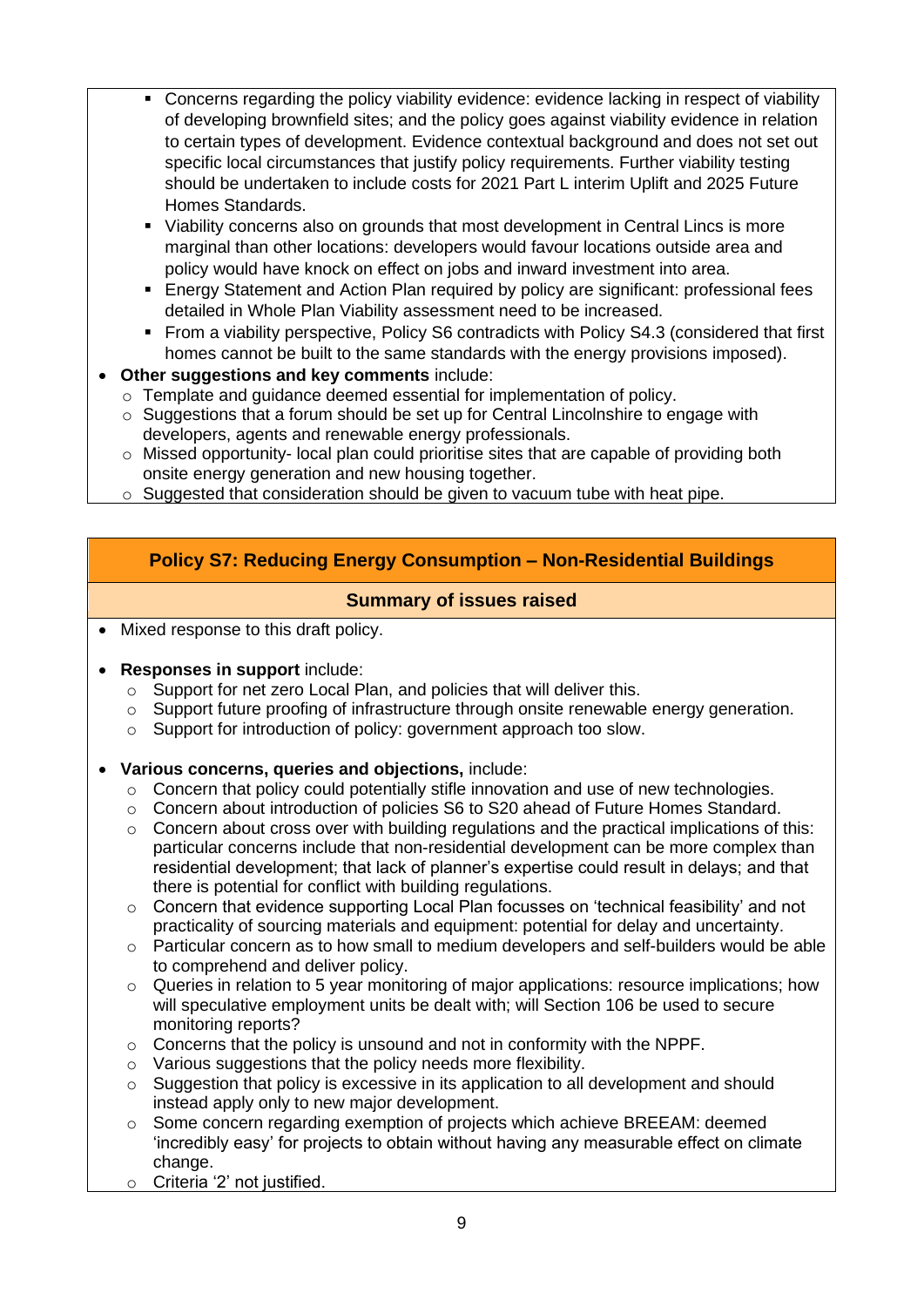- Concerns regarding the policy viability evidence: evidence lacking in respect of viability of developing brownfield sites; and the policy goes against viability evidence in relation to certain types of development. Evidence contextual background and does not set out specific local circumstances that justify policy requirements. Further viability testing should be undertaken to include costs for 2021 Part L interim Uplift and 2025 Future Homes Standards.
    - Viability concerns also on grounds that most development in Central Lincs is more marginal than other locations: developers would favour locations outside area and policy would have knock on effect on jobs and inward investment into area.
    - Energy Statement and Action Plan required by policy are significant: professional fees detailed in Whole Plan Viability assessment need to be increased.
    - From a viability perspective, Policy S6 contradicts with Policy S4.3 (considered that first homes cannot be built to the same standards with the energy provisions imposed).
- **Other suggestions and key comments** include:
  - Template and guidance deemed essential for implementation of policy.
  - Suggestions that a forum should be set up for Central Lincolnshire to engage with developers, agents and renewable energy professionals.
  - Missed opportunity- local plan could prioritise sites that are capable of providing both onsite energy generation and new housing together.
  - Suggested that consideration should be given to vacuum tube with heat pipe.

## Policy S7: Reducing Energy Consumption – Non-Residential Buildings

### Summary of issues raised

- Mixed response to this draft policy.

- **Responses in support** include:
  - Support for net zero Local Plan, and policies that will deliver this.
  - Support future proofing of infrastructure through onsite renewable energy generation.
  - Support for introduction of policy: government approach too slow.

- **Various concerns, queries and objections,** include:
  - Concern that policy could potentially stifle innovation and use of new technologies.
  - Concern about introduction of policies S6 to S20 ahead of Future Homes Standard.
  - Concern about cross over with building regulations and the practical implications of this: particular concerns include that non-residential development can be more complex than residential development; that lack of planner's expertise could result in delays; and that there is potential for conflict with building regulations.
  - Concern that evidence supporting Local Plan focusses on 'technical feasibility' and not practicality of sourcing materials and equipment: potential for delay and uncertainty.
  - Particular concern as to how small to medium developers and self-builders would be able to comprehend and deliver policy.
  - Queries in relation to 5 year monitoring of major applications: resource implications; how will speculative employment units be dealt with; will Section 106 be used to secure monitoring reports?
  - Concerns that the policy is unsound and not in conformity with the NPPF.
  - Various suggestions that the policy needs more flexibility.
  - Suggestion that policy is excessive in its application to all development and should instead apply only to new major development.
  - Some concern regarding exemption of projects which achieve BREEAM: deemed 'incredibly easy' for projects to obtain without having any measurable effect on climate change.
  - Criteria '2' not justified.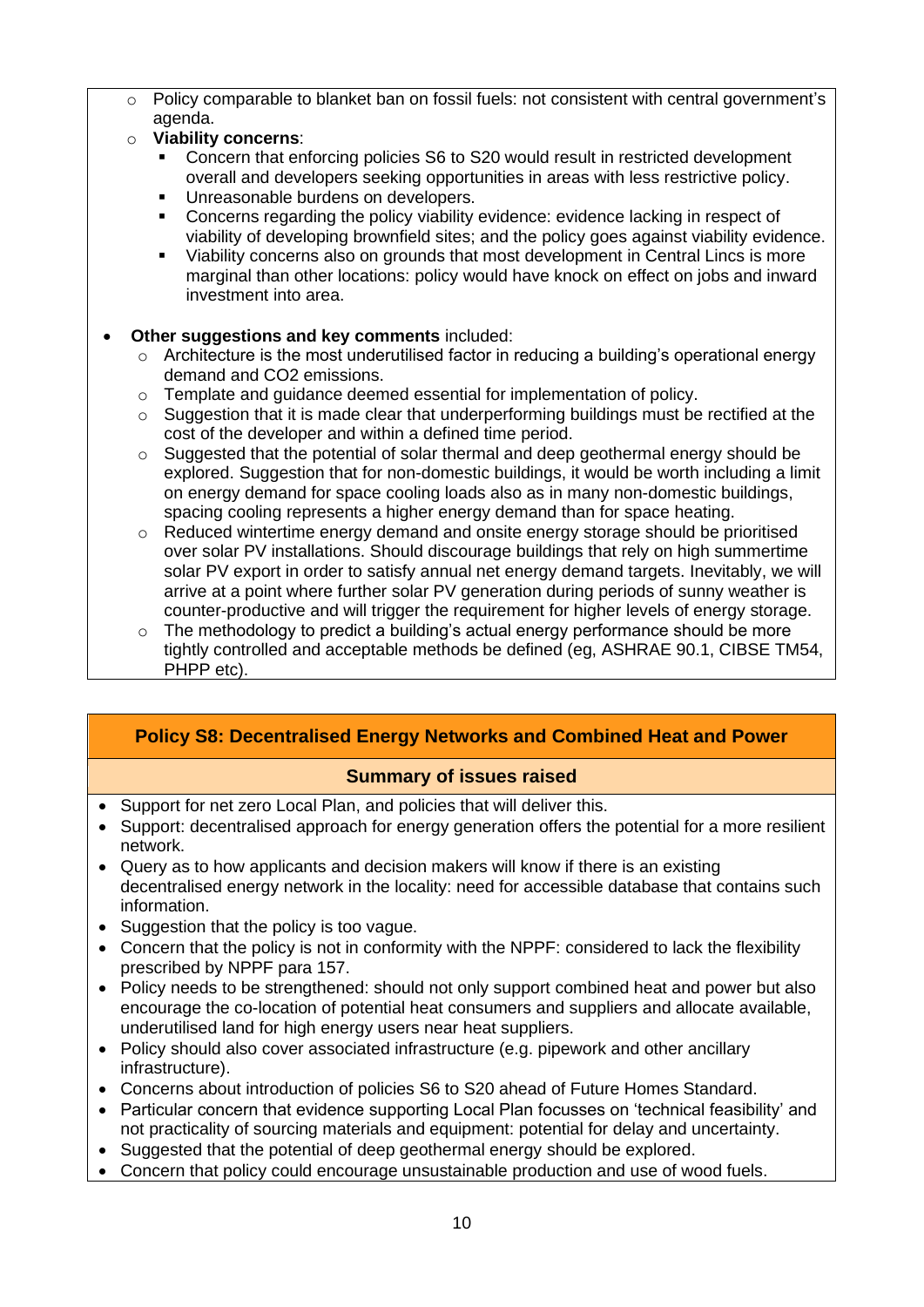- Policy comparable to blanket ban on fossil fuels: not consistent with central government's agenda.
- **Viability concerns**:
  - Concern that enforcing policies S6 to S20 would result in restricted development overall and developers seeking opportunities in areas with less restrictive policy.
  - Unreasonable burdens on developers.
  - Concerns regarding the policy viability evidence: evidence lacking in respect of viability of developing brownfield sites; and the policy goes against viability evidence.
  - Viability concerns also on grounds that most development in Central Lincs is more marginal than other locations: policy would have knock on effect on jobs and inward investment into area.

- **Other suggestions and key comments** included:
  - Architecture is the most underutilised factor in reducing a building's operational energy demand and CO2 emissions.
  - Template and guidance deemed essential for implementation of policy.
  - Suggestion that it is made clear that underperforming buildings must be rectified at the cost of the developer and within a defined time period.
  - Suggested that the potential of solar thermal and deep geothermal energy should be explored. Suggestion that for non-domestic buildings, it would be worth including a limit on energy demand for space cooling loads also as in many non-domestic buildings, spacing cooling represents a higher energy demand than for space heating.
  - Reduced wintertime energy demand and onsite energy storage should be prioritised over solar PV installations. Should discourage buildings that rely on high summertime solar PV export in order to satisfy annual net energy demand targets. Inevitably, we will arrive at a point where further solar PV generation during periods of sunny weather is counter-productive and will trigger the requirement for higher levels of energy storage.
  - The methodology to predict a building's actual energy performance should be more tightly controlled and acceptable methods be defined (eg, ASHRAE 90.1, CIBSE TM54, PHPP etc).

## Policy S8: Decentralised Energy Networks and Combined Heat and Power

### Summary of issues raised

- Support for net zero Local Plan, and policies that will deliver this.
- Support: decentralised approach for energy generation offers the potential for a more resilient network.
- Query as to how applicants and decision makers will know if there is an existing decentralised energy network in the locality: need for accessible database that contains such information.
- Suggestion that the policy is too vague.
- Concern that the policy is not in conformity with the NPPF: considered to lack the flexibility prescribed by NPPF para 157.
- Policy needs to be strengthened: should not only support combined heat and power but also encourage the co-location of potential heat consumers and suppliers and allocate available, underutilised land for high energy users near heat suppliers.
- Policy should also cover associated infrastructure (e.g. pipework and other ancillary infrastructure).
- Concerns about introduction of policies S6 to S20 ahead of Future Homes Standard.
- Particular concern that evidence supporting Local Plan focusses on 'technical feasibility' and not practicality of sourcing materials and equipment: potential for delay and uncertainty.
- Suggested that the potential of deep geothermal energy should be explored.
- Concern that policy could encourage unsustainable production and use of wood fuels.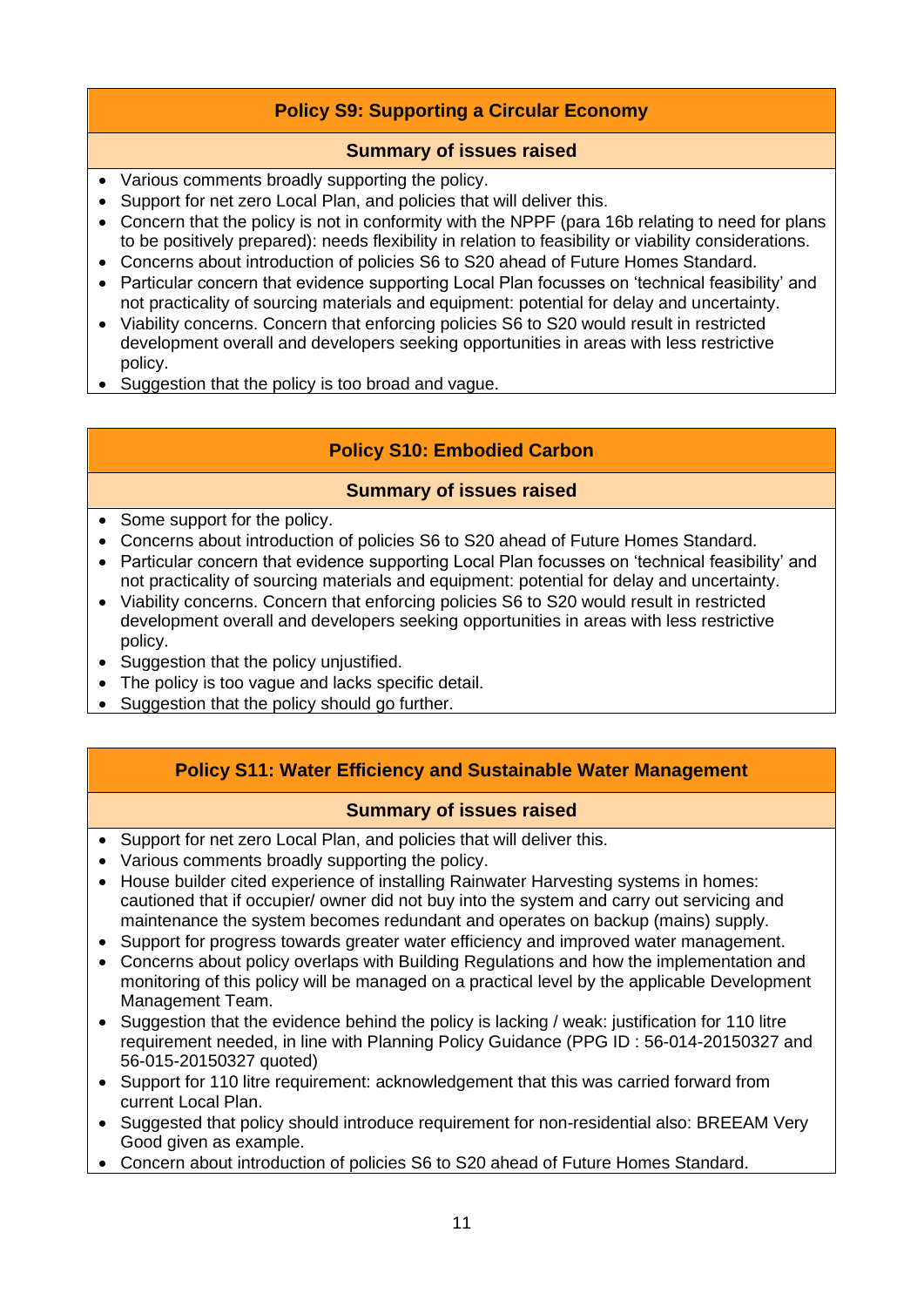## Policy S9: Supporting a Circular Economy

### Summary of issues raised

- Various comments broadly supporting the policy.
- Support for net zero Local Plan, and policies that will deliver this.
- Concern that the policy is not in conformity with the NPPF (para 16b relating to need for plans to be positively prepared): needs flexibility in relation to feasibility or viability considerations.
- Concerns about introduction of policies S6 to S20 ahead of Future Homes Standard.
- Particular concern that evidence supporting Local Plan focusses on 'technical feasibility' and not practicality of sourcing materials and equipment: potential for delay and uncertainty.
- Viability concerns. Concern that enforcing policies S6 to S20 would result in restricted development overall and developers seeking opportunities in areas with less restrictive policy.
- Suggestion that the policy is too broad and vague.

## Policy S10: Embodied Carbon

### Summary of issues raised

- Some support for the policy.
- Concerns about introduction of policies S6 to S20 ahead of Future Homes Standard.
- Particular concern that evidence supporting Local Plan focusses on 'technical feasibility' and not practicality of sourcing materials and equipment: potential for delay and uncertainty.
- Viability concerns. Concern that enforcing policies S6 to S20 would result in restricted development overall and developers seeking opportunities in areas with less restrictive policy.
- Suggestion that the policy unjustified.
- The policy is too vague and lacks specific detail.
- Suggestion that the policy should go further.

## Policy S11: Water Efficiency and Sustainable Water Management

### Summary of issues raised

- Support for net zero Local Plan, and policies that will deliver this.
- Various comments broadly supporting the policy.
- House builder cited experience of installing Rainwater Harvesting systems in homes: cautioned that if occupier/ owner did not buy into the system and carry out servicing and maintenance the system becomes redundant and operates on backup (mains) supply.
- Support for progress towards greater water efficiency and improved water management.
- Concerns about policy overlaps with Building Regulations and how the implementation and monitoring of this policy will be managed on a practical level by the applicable Development Management Team.
- Suggestion that the evidence behind the policy is lacking / weak: justification for 110 litre requirement needed, in line with Planning Policy Guidance (PPG ID : 56-014-20150327 and 56-015-20150327 quoted)
- Support for 110 litre requirement: acknowledgement that this was carried forward from current Local Plan.
- Suggested that policy should introduce requirement for non-residential also: BREEAM Very Good given as example.
- Concern about introduction of policies S6 to S20 ahead of Future Homes Standard.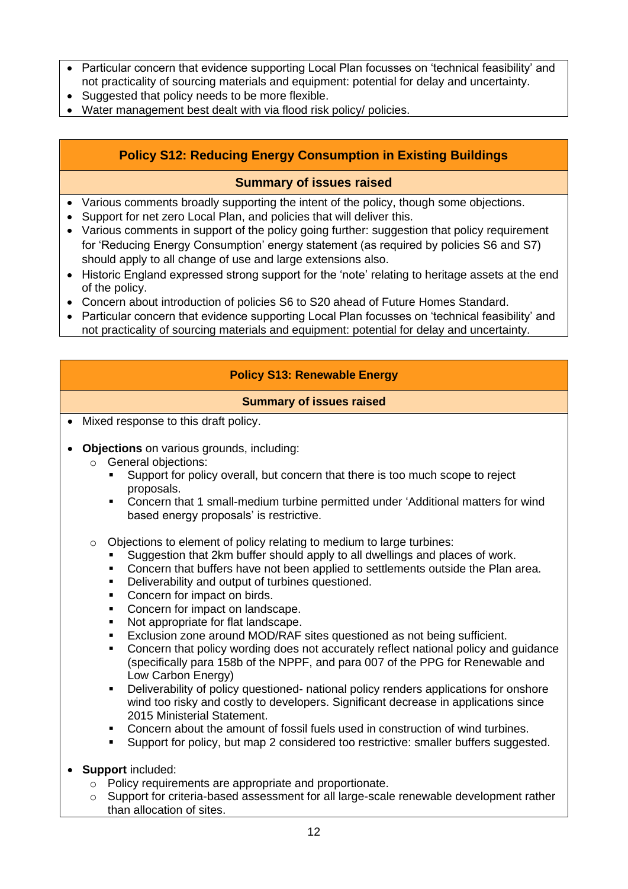- Particular concern that evidence supporting Local Plan focusses on 'technical feasibility' and not practicality of sourcing materials and equipment: potential for delay and uncertainty.
- Suggested that policy needs to be more flexible.
- Water management best dealt with via flood risk policy/ policies.

## Policy S12: Reducing Energy Consumption in Existing Buildings

### Summary of issues raised

- Various comments broadly supporting the intent of the policy, though some objections.
- Support for net zero Local Plan, and policies that will deliver this.
- Various comments in support of the policy going further: suggestion that policy requirement for 'Reducing Energy Consumption' energy statement (as required by policies S6 and S7) should apply to all change of use and large extensions also.
- Historic England expressed strong support for the 'note' relating to heritage assets at the end of the policy.
- Concern about introduction of policies S6 to S20 ahead of Future Homes Standard.
- Particular concern that evidence supporting Local Plan focusses on 'technical feasibility' and not practicality of sourcing materials and equipment: potential for delay and uncertainty.

## Policy S13: Renewable Energy

### Summary of issues raised

- Mixed response to this draft policy.

- **Objections** on various grounds, including:
  - General objections:
    - Support for policy overall, but concern that there is too much scope to reject proposals.
    - Concern that 1 small-medium turbine permitted under 'Additional matters for wind based energy proposals' is restrictive.

  - Objections to element of policy relating to medium to large turbines:
    - Suggestion that 2km buffer should apply to all dwellings and places of work.
    - Concern that buffers have not been applied to settlements outside the Plan area.
    - Deliverability and output of turbines questioned.
    - Concern for impact on birds.
    - Concern for impact on landscape.
    - Not appropriate for flat landscape.
    - Exclusion zone around MOD/RAF sites questioned as not being sufficient.
    - Concern that policy wording does not accurately reflect national policy and guidance (specifically para 158b of the NPPF, and para 007 of the PPG for Renewable and Low Carbon Energy)
    - Deliverability of policy questioned- national policy renders applications for onshore wind too risky and costly to developers. Significant decrease in applications since 2015 Ministerial Statement.
    - Concern about the amount of fossil fuels used in construction of wind turbines.
    - Support for policy, but map 2 considered too restrictive: smaller buffers suggested.

- **Support** included:
  - Policy requirements are appropriate and proportionate.
  - Support for criteria-based assessment for all large-scale renewable development rather than allocation of sites.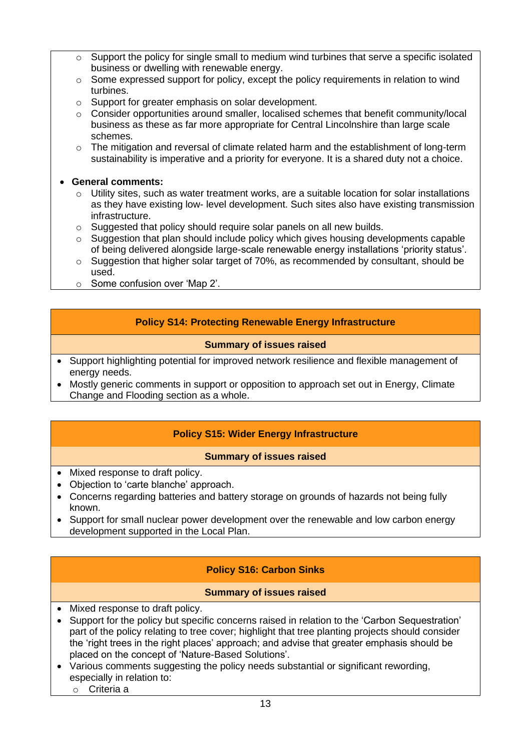- Support the policy for single small to medium wind turbines that serve a specific isolated business or dwelling with renewable energy.
- Some expressed support for policy, except the policy requirements in relation to wind turbines.
- Support for greater emphasis on solar development.
- Consider opportunities around smaller, localised schemes that benefit community/local business as these as far more appropriate for Central Lincolnshire than large scale schemes.
- The mitigation and reversal of climate related harm and the establishment of long-term sustainability is imperative and a priority for everyone. It is a shared duty not a choice.

- **General comments:**
  - Utility sites, such as water treatment works, are a suitable location for solar installations as they have existing low- level development. Such sites also have existing transmission infrastructure.
  - Suggested that policy should require solar panels on all new builds.
  - Suggestion that plan should include policy which gives housing developments capable of being delivered alongside large-scale renewable energy installations 'priority status'.
  - Suggestion that higher solar target of 70%, as recommended by consultant, should be used.
  - Some confusion over 'Map 2'.

## Policy S14: Protecting Renewable Energy Infrastructure

**Summary of issues raised**

- Support highlighting potential for improved network resilience and flexible management of energy needs.
- Mostly generic comments in support or opposition to approach set out in Energy, Climate Change and Flooding section as a whole.

## Policy S15: Wider Energy Infrastructure

**Summary of issues raised**

- Mixed response to draft policy.
- Objection to 'carte blanche' approach.
- Concerns regarding batteries and battery storage on grounds of hazards not being fully known.
- Support for small nuclear power development over the renewable and low carbon energy development supported in the Local Plan.

## Policy S16: Carbon Sinks

**Summary of issues raised**

- Mixed response to draft policy.
- Support for the policy but specific concerns raised in relation to the 'Carbon Sequestration' part of the policy relating to tree cover; highlight that tree planting projects should consider the 'right trees in the right places' approach; and advise that greater emphasis should be placed on the concept of 'Nature-Based Solutions'.
- Various comments suggesting the policy needs substantial or significant rewording, especially in relation to:
  - Criteria a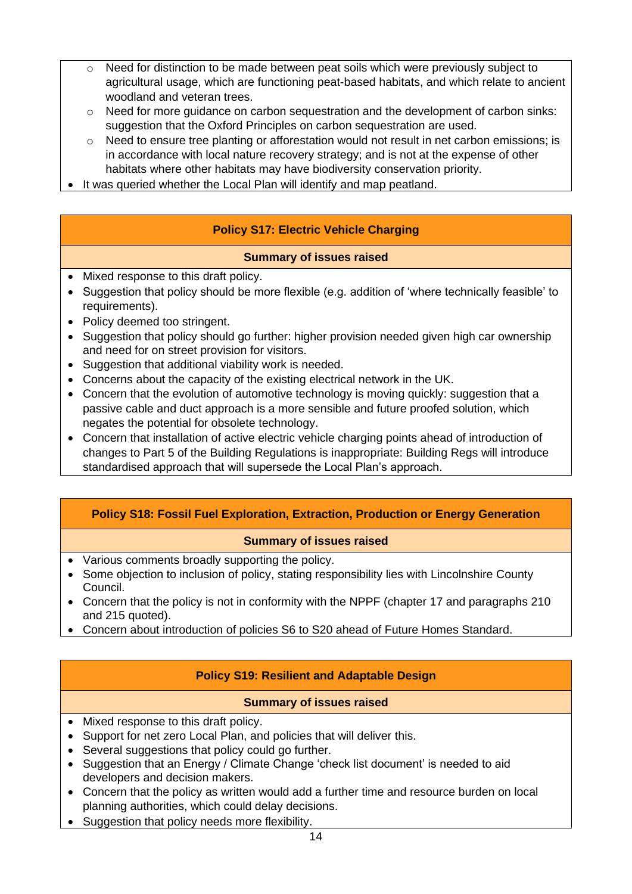- Need for distinction to be made between peat soils which were previously subject to agricultural usage, which are functioning peat-based habitats, and which relate to ancient woodland and veteran trees.
  - Need for more guidance on carbon sequestration and the development of carbon sinks: suggestion that the Oxford Principles on carbon sequestration are used.
  - Need to ensure tree planting or afforestation would not result in net carbon emissions; is in accordance with local nature recovery strategy; and is not at the expense of other habitats where other habitats may have biodiversity conservation priority.
- It was queried whether the Local Plan will identify and map peatland.

| **Policy S17: Electric Vehicle Charging** |
| --- |
| **Summary of issues raised** |

- Mixed response to this draft policy.
- Suggestion that policy should be more flexible (e.g. addition of 'where technically feasible' to requirements).
- Policy deemed too stringent.
- Suggestion that policy should go further: higher provision needed given high car ownership and need for on street provision for visitors.
- Suggestion that additional viability work is needed.
- Concerns about the capacity of the existing electrical network in the UK.
- Concern that the evolution of automotive technology is moving quickly: suggestion that a passive cable and duct approach is a more sensible and future proofed solution, which negates the potential for obsolete technology.
- Concern that installation of active electric vehicle charging points ahead of introduction of changes to Part 5 of the Building Regulations is inappropriate: Building Regs will introduce standardised approach that will supersede the Local Plan's approach.

| **Policy S18: Fossil Fuel Exploration, Extraction, Production or Energy Generation** |
| --- |
| **Summary of issues raised** |

- Various comments broadly supporting the policy.
- Some objection to inclusion of policy, stating responsibility lies with Lincolnshire County Council.
- Concern that the policy is not in conformity with the NPPF (chapter 17 and paragraphs 210 and 215 quoted).
- Concern about introduction of policies S6 to S20 ahead of Future Homes Standard.

| **Policy S19: Resilient and Adaptable Design** |
| --- |
| **Summary of issues raised** |

- Mixed response to this draft policy.
- Support for net zero Local Plan, and policies that will deliver this.
- Several suggestions that policy could go further.
- Suggestion that an Energy / Climate Change 'check list document' is needed to aid developers and decision makers.
- Concern that the policy as written would add a further time and resource burden on local planning authorities, which could delay decisions.
- Suggestion that policy needs more flexibility.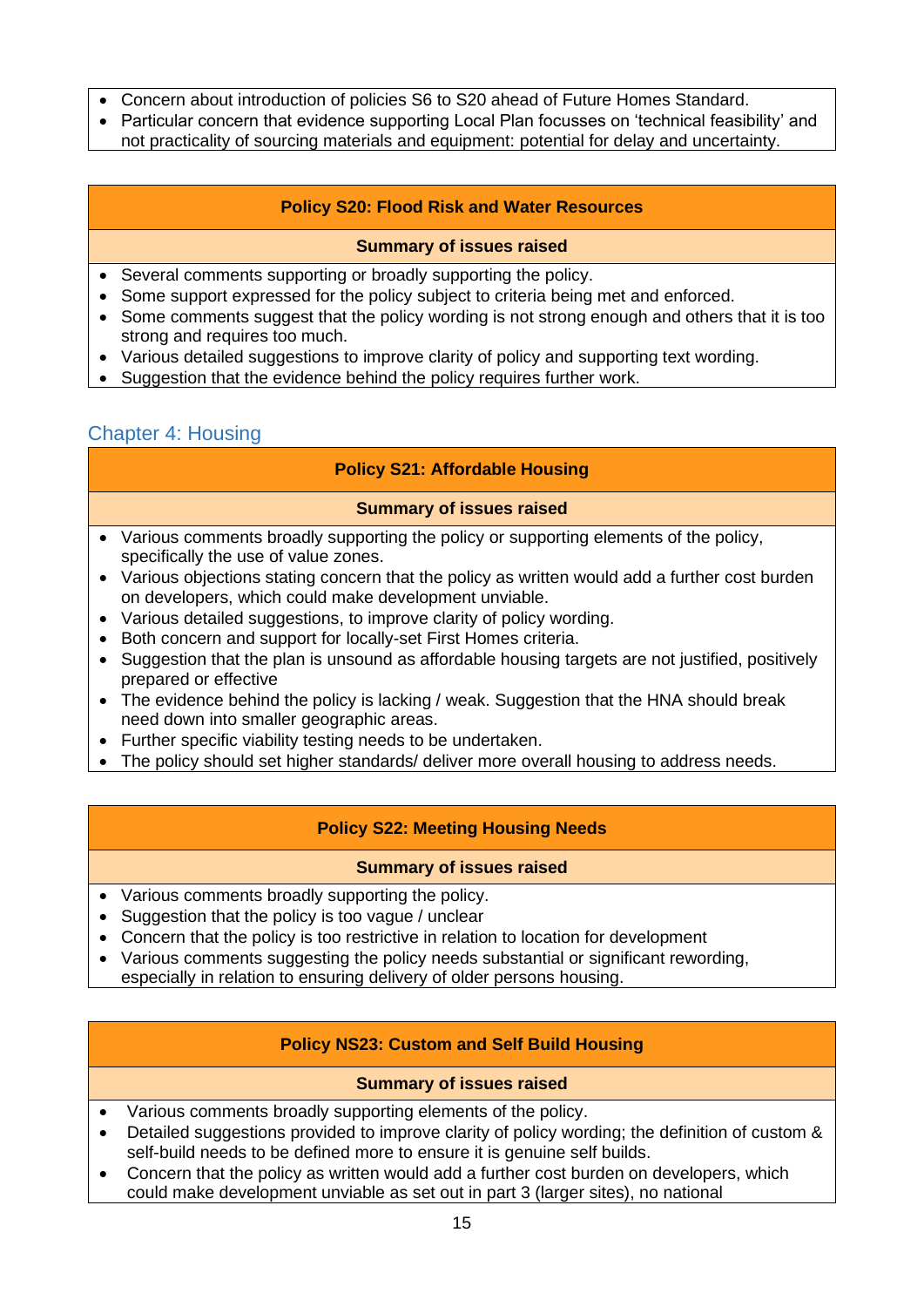- Concern about introduction of policies S6 to S20 ahead of Future Homes Standard.
- Particular concern that evidence supporting Local Plan focusses on 'technical feasibility' and not practicality of sourcing materials and equipment: potential for delay and uncertainty.

| Policy S20: Flood Risk and Water Resources |
|---|
| **Summary of issues raised** |
| • Several comments supporting or broadly supporting the policy.<br>• Some support expressed for the policy subject to criteria being met and enforced.<br>• Some comments suggest that the policy wording is not strong enough and others that it is too strong and requires too much.<br>• Various detailed suggestions to improve clarity of policy and supporting text wording.<br>• Suggestion that the evidence behind the policy requires further work. |

## Chapter 4: Housing

| Policy S21: Affordable Housing |
|---|
| **Summary of issues raised** |
| • Various comments broadly supporting the policy or supporting elements of the policy, specifically the use of value zones.<br>• Various objections stating concern that the policy as written would add a further cost burden on developers, which could make development unviable.<br>• Various detailed suggestions, to improve clarity of policy wording.<br>• Both concern and support for locally-set First Homes criteria.<br>• Suggestion that the plan is unsound as affordable housing targets are not justified, positively prepared or effective<br>• The evidence behind the policy is lacking / weak. Suggestion that the HNA should break need down into smaller geographic areas.<br>• Further specific viability testing needs to be undertaken.<br>• The policy should set higher standards/ deliver more overall housing to address needs. |

| Policy S22: Meeting Housing Needs |
|---|
| **Summary of issues raised** |
| • Various comments broadly supporting the policy.<br>• Suggestion that the policy is too vague / unclear<br>• Concern that the policy is too restrictive in relation to location for development<br>• Various comments suggesting the policy needs substantial or significant rewording, especially in relation to ensuring delivery of older persons housing. |

| Policy NS23: Custom and Self Build Housing |
|---|
| **Summary of issues raised** |
| • Various comments broadly supporting elements of the policy.<br>• Detailed suggestions provided to improve clarity of policy wording; the definition of custom & self-build needs to be defined more to ensure it is genuine self builds.<br>• Concern that the policy as written would add a further cost burden on developers, which could make development unviable as set out in part 3 (larger sites), no national |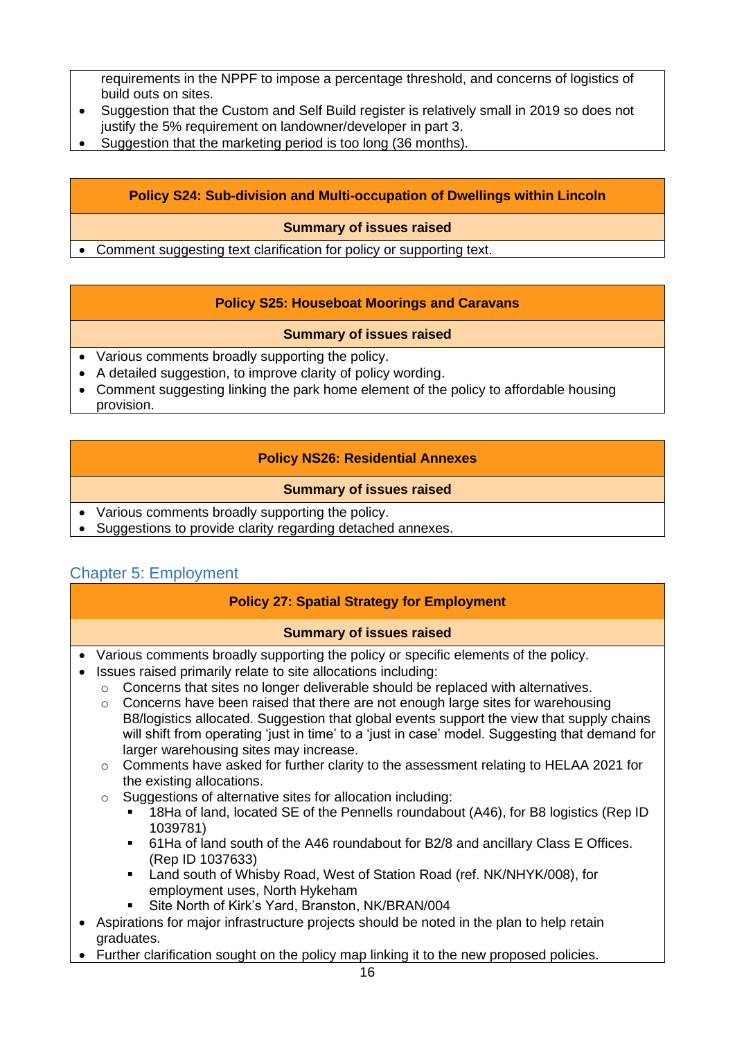requirements in the NPPF to impose a percentage threshold, and concerns of logistics of build outs on sites.

- Suggestion that the Custom and Self Build register is relatively small in 2019 so does not justify the 5% requirement on landowner/developer in part 3.
- Suggestion that the marketing period is too long (36 months).

**Policy S24: Sub-division and Multi-occupation of Dwellings within Lincoln**

**Summary of issues raised**

- Comment suggesting text clarification for policy or supporting text.

**Policy S25: Houseboat Moorings and Caravans**

**Summary of issues raised**

- Various comments broadly supporting the policy.
- A detailed suggestion, to improve clarity of policy wording.
- Comment suggesting linking the park home element of the policy to affordable housing provision.

**Policy NS26: Residential Annexes**

**Summary of issues raised**

- Various comments broadly supporting the policy.
- Suggestions to provide clarity regarding detached annexes.

## Chapter 5: Employment

**Policy 27: Spatial Strategy for Employment**

**Summary of issues raised**

- Various comments broadly supporting the policy or specific elements of the policy.
- Issues raised primarily relate to site allocations including:
  - Concerns that sites no longer deliverable should be replaced with alternatives.
  - Concerns have been raised that there are not enough large sites for warehousing B8/logistics allocated. Suggestion that global events support the view that supply chains will shift from operating 'just in time' to a 'just in case' model. Suggesting that demand for larger warehousing sites may increase.
  - Comments have asked for further clarity to the assessment relating to HELAA 2021 for the existing allocations.
  - Suggestions of alternative sites for allocation including:
    - 18Ha of land, located SE of the Pennells roundabout (A46), for B8 logistics (Rep ID 1039781)
    - 61Ha of land south of the A46 roundabout for B2/8 and ancillary Class E Offices. (Rep ID 1037633)
    - Land south of Whisby Road, West of Station Road (ref. NK/NHYK/008), for employment uses, North Hykeham
    - Site North of Kirk's Yard, Branston, NK/BRAN/004
- Aspirations for major infrastructure projects should be noted in the plan to help retain graduates.
- Further clarification sought on the policy map linking it to the new proposed policies.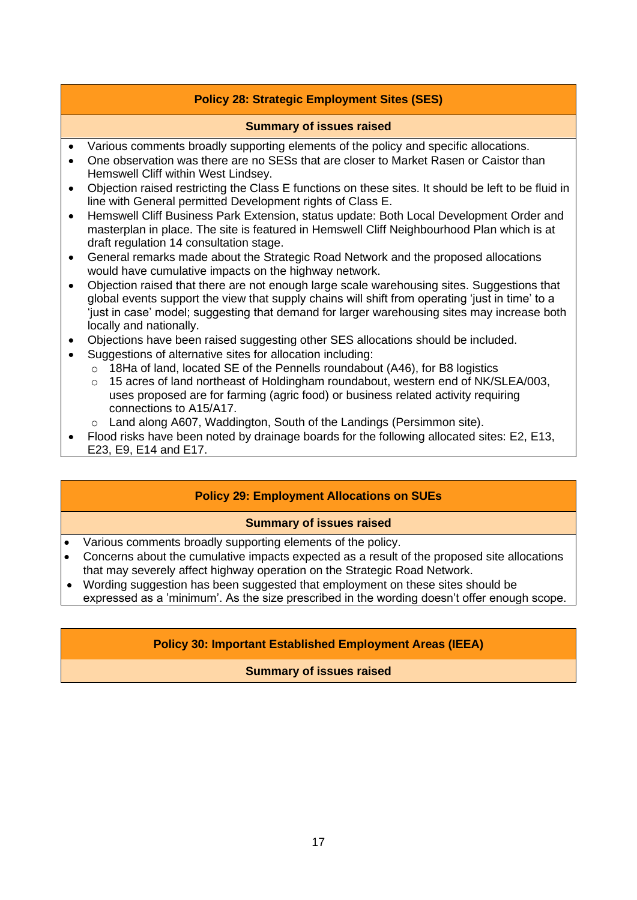| Policy 28: Strategic Employment Sites (SES) |
| --- |
| **Summary of issues raised** |

- Various comments broadly supporting elements of the policy and specific allocations.
- One observation was there are no SESs that are closer to Market Rasen or Caistor than Hemswell Cliff within West Lindsey.
- Objection raised restricting the Class E functions on these sites. It should be left to be fluid in line with General permitted Development rights of Class E.
- Hemswell Cliff Business Park Extension, status update: Both Local Development Order and masterplan in place. The site is featured in Hemswell Cliff Neighbourhood Plan which is at draft regulation 14 consultation stage.
- General remarks made about the Strategic Road Network and the proposed allocations would have cumulative impacts on the highway network.
- Objection raised that there are not enough large scale warehousing sites. Suggestions that global events support the view that supply chains will shift from operating 'just in time' to a 'just in case' model; suggesting that demand for larger warehousing sites may increase both locally and nationally.
- Objections have been raised suggesting other SES allocations should be included.
- Suggestions of alternative sites for allocation including:
  - 18Ha of land, located SE of the Pennells roundabout (A46), for B8 logistics
  - 15 acres of land northeast of Holdingham roundabout, western end of NK/SLEA/003, uses proposed are for farming (agric food) or business related activity requiring connections to A15/A17.
  - Land along A607, Waddington, South of the Landings (Persimmon site).
- Flood risks have been noted by drainage boards for the following allocated sites: E2, E13, E23, E9, E14 and E17.

| Policy 29: Employment Allocations on SUEs |
| --- |
| **Summary of issues raised** |

- Various comments broadly supporting elements of the policy.
- Concerns about the cumulative impacts expected as a result of the proposed site allocations that may severely affect highway operation on the Strategic Road Network.
- Wording suggestion has been suggested that employment on these sites should be expressed as a 'minimum'. As the size prescribed in the wording doesn't offer enough scope.

| Policy 30: Important Established Employment Areas (IEEA) |
| --- |
| **Summary of issues raised** |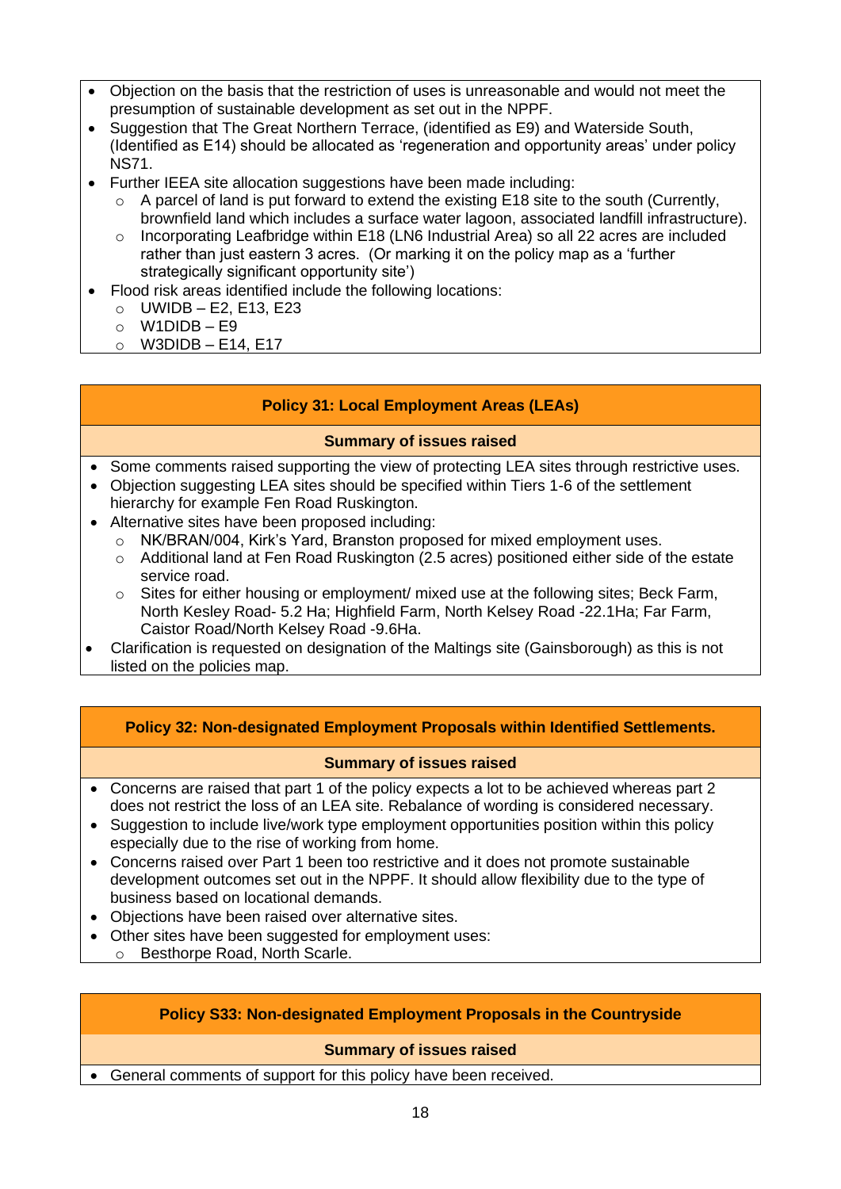- Objection on the basis that the restriction of uses is unreasonable and would not meet the presumption of sustainable development as set out in the NPPF.
- Suggestion that The Great Northern Terrace, (identified as E9) and Waterside South, (Identified as E14) should be allocated as 'regeneration and opportunity areas' under policy NS71.
- Further IEEA site allocation suggestions have been made including:
  - A parcel of land is put forward to extend the existing E18 site to the south (Currently, brownfield land which includes a surface water lagoon, associated landfill infrastructure).
  - Incorporating Leafbridge within E18 (LN6 Industrial Area) so all 22 acres are included rather than just eastern 3 acres. (Or marking it on the policy map as a 'further strategically significant opportunity site')
- Flood risk areas identified include the following locations:
  - UWIDB – E2, E13, E23
  - W1DIDB – E9
  - W3DIDB – E14, E17

## Policy 31: Local Employment Areas (LEAs)

### Summary of issues raised

- Some comments raised supporting the view of protecting LEA sites through restrictive uses.
- Objection suggesting LEA sites should be specified within Tiers 1-6 of the settlement hierarchy for example Fen Road Ruskington.
- Alternative sites have been proposed including:
  - NK/BRAN/004, Kirk's Yard, Branston proposed for mixed employment uses.
  - Additional land at Fen Road Ruskington (2.5 acres) positioned either side of the estate service road.
  - Sites for either housing or employment/ mixed use at the following sites; Beck Farm, North Kesley Road- 5.2 Ha; Highfield Farm, North Kelsey Road -22.1Ha; Far Farm, Caistor Road/North Kelsey Road -9.6Ha.
- Clarification is requested on designation of the Maltings site (Gainsborough) as this is not listed on the policies map.

## Policy 32: Non-designated Employment Proposals within Identified Settlements.

### Summary of issues raised

- Concerns are raised that part 1 of the policy expects a lot to be achieved whereas part 2 does not restrict the loss of an LEA site. Rebalance of wording is considered necessary.
- Suggestion to include live/work type employment opportunities position within this policy especially due to the rise of working from home.
- Concerns raised over Part 1 been too restrictive and it does not promote sustainable development outcomes set out in the NPPF. It should allow flexibility due to the type of business based on locational demands.
- Objections have been raised over alternative sites.
- Other sites have been suggested for employment uses:
  - Besthorpe Road, North Scarle.

## Policy S33: Non-designated Employment Proposals in the Countryside

### Summary of issues raised

- General comments of support for this policy have been received.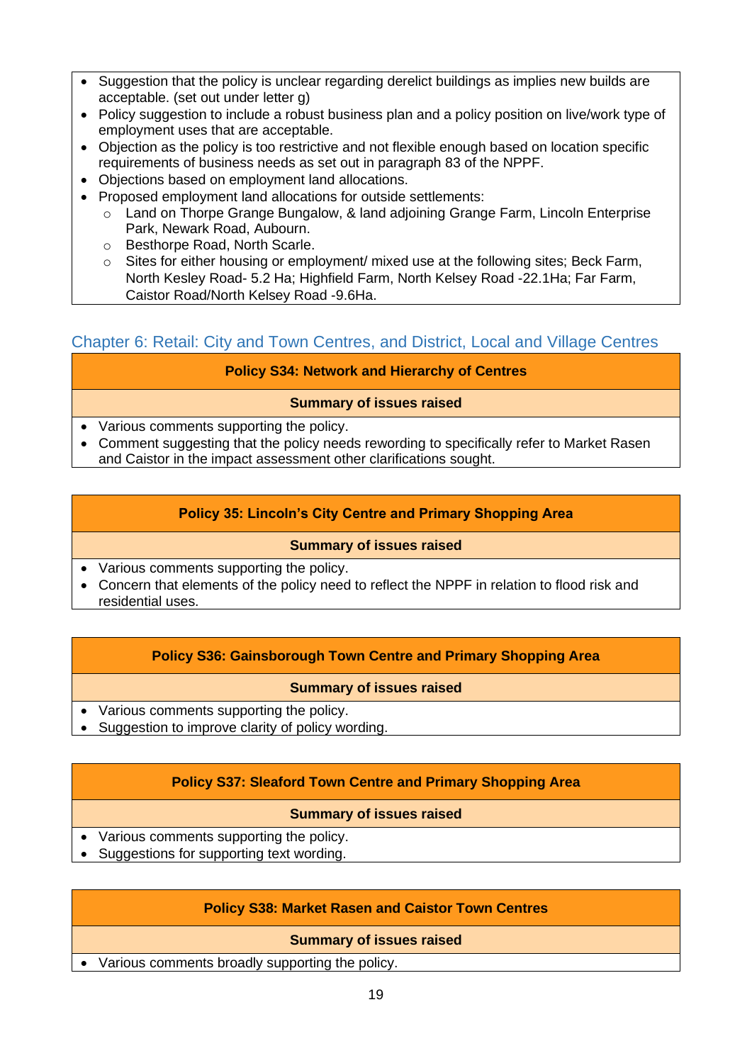- Suggestion that the policy is unclear regarding derelict buildings as implies new builds are acceptable. (set out under letter g)
- Policy suggestion to include a robust business plan and a policy position on live/work type of employment uses that are acceptable.
- Objection as the policy is too restrictive and not flexible enough based on location specific requirements of business needs as set out in paragraph 83 of the NPPF.
- Objections based on employment land allocations.
- Proposed employment land allocations for outside settlements:
  - Land on Thorpe Grange Bungalow, & land adjoining Grange Farm, Lincoln Enterprise Park, Newark Road, Aubourn.
  - Besthorpe Road, North Scarle.
  - Sites for either housing or employment/ mixed use at the following sites; Beck Farm, North Kesley Road- 5.2 Ha; Highfield Farm, North Kelsey Road -22.1Ha; Far Farm, Caistor Road/North Kelsey Road -9.6Ha.

## Chapter 6: Retail: City and Town Centres, and District, Local and Village Centres

| Policy S34: Network and Hierarchy of Centres |
| --- |
| **Summary of issues raised** |
| • Various comments supporting the policy.<br>• Comment suggesting that the policy needs rewording to specifically refer to Market Rasen and Caistor in the impact assessment other clarifications sought. |

| Policy 35: Lincoln's City Centre and Primary Shopping Area |
| --- |
| **Summary of issues raised** |
| • Various comments supporting the policy.<br>• Concern that elements of the policy need to reflect the NPPF in relation to flood risk and residential uses. |

| Policy S36: Gainsborough Town Centre and Primary Shopping Area |
| --- |
| **Summary of issues raised** |
| • Various comments supporting the policy.<br>• Suggestion to improve clarity of policy wording. |

| Policy S37: Sleaford Town Centre and Primary Shopping Area |
| --- |
| **Summary of issues raised** |
| • Various comments supporting the policy.<br>• Suggestions for supporting text wording. |

| Policy S38: Market Rasen and Caistor Town Centres |
| --- |
| **Summary of issues raised** |
| • Various comments broadly supporting the policy. |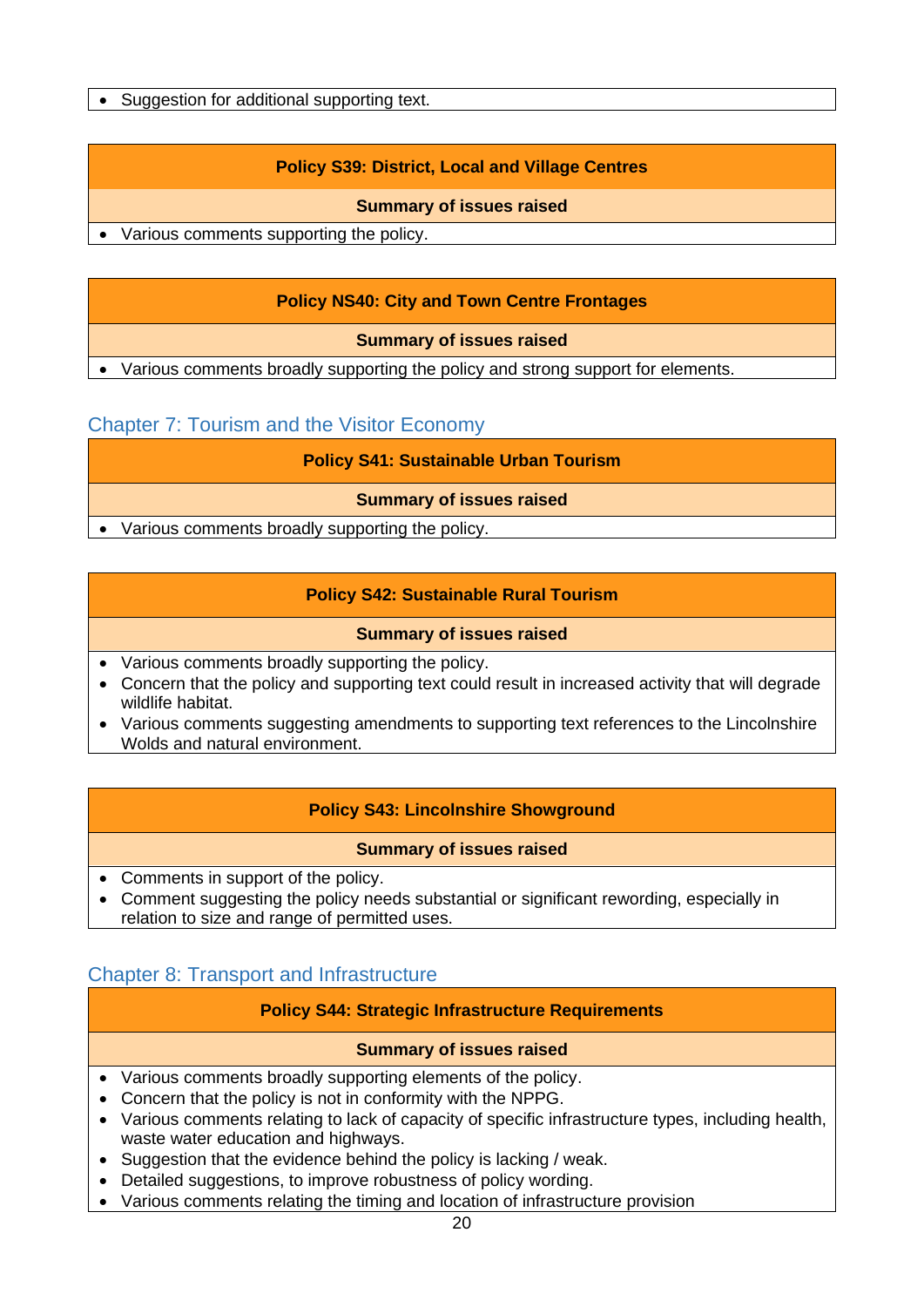- Suggestion for additional supporting text.

| Policy S39: District, Local and Village Centres |
|---|
| **Summary of issues raised** |
| • Various comments supporting the policy. |

| Policy NS40: City and Town Centre Frontages |
|---|
| **Summary of issues raised** |
| • Various comments broadly supporting the policy and strong support for elements. |

## Chapter 7: Tourism and the Visitor Economy

| Policy S41: Sustainable Urban Tourism |
|---|
| **Summary of issues raised** |
| • Various comments broadly supporting the policy. |

| Policy S42: Sustainable Rural Tourism |
|---|
| **Summary of issues raised** |
| • Various comments broadly supporting the policy.<br>• Concern that the policy and supporting text could result in increased activity that will degrade wildlife habitat.<br>• Various comments suggesting amendments to supporting text references to the Lincolnshire Wolds and natural environment. |

| Policy S43: Lincolnshire Showground |
|---|
| **Summary of issues raised** |
| • Comments in support of the policy.<br>• Comment suggesting the policy needs substantial or significant rewording, especially in relation to size and range of permitted uses. |

## Chapter 8: Transport and Infrastructure

| Policy S44: Strategic Infrastructure Requirements |
|---|
| **Summary of issues raised** |
| • Various comments broadly supporting elements of the policy.<br>• Concern that the policy is not in conformity with the NPPG.<br>• Various comments relating to lack of capacity of specific infrastructure types, including health, waste water education and highways.<br>• Suggestion that the evidence behind the policy is lacking / weak.<br>• Detailed suggestions, to improve robustness of policy wording.<br>• Various comments relating the timing and location of infrastructure provision |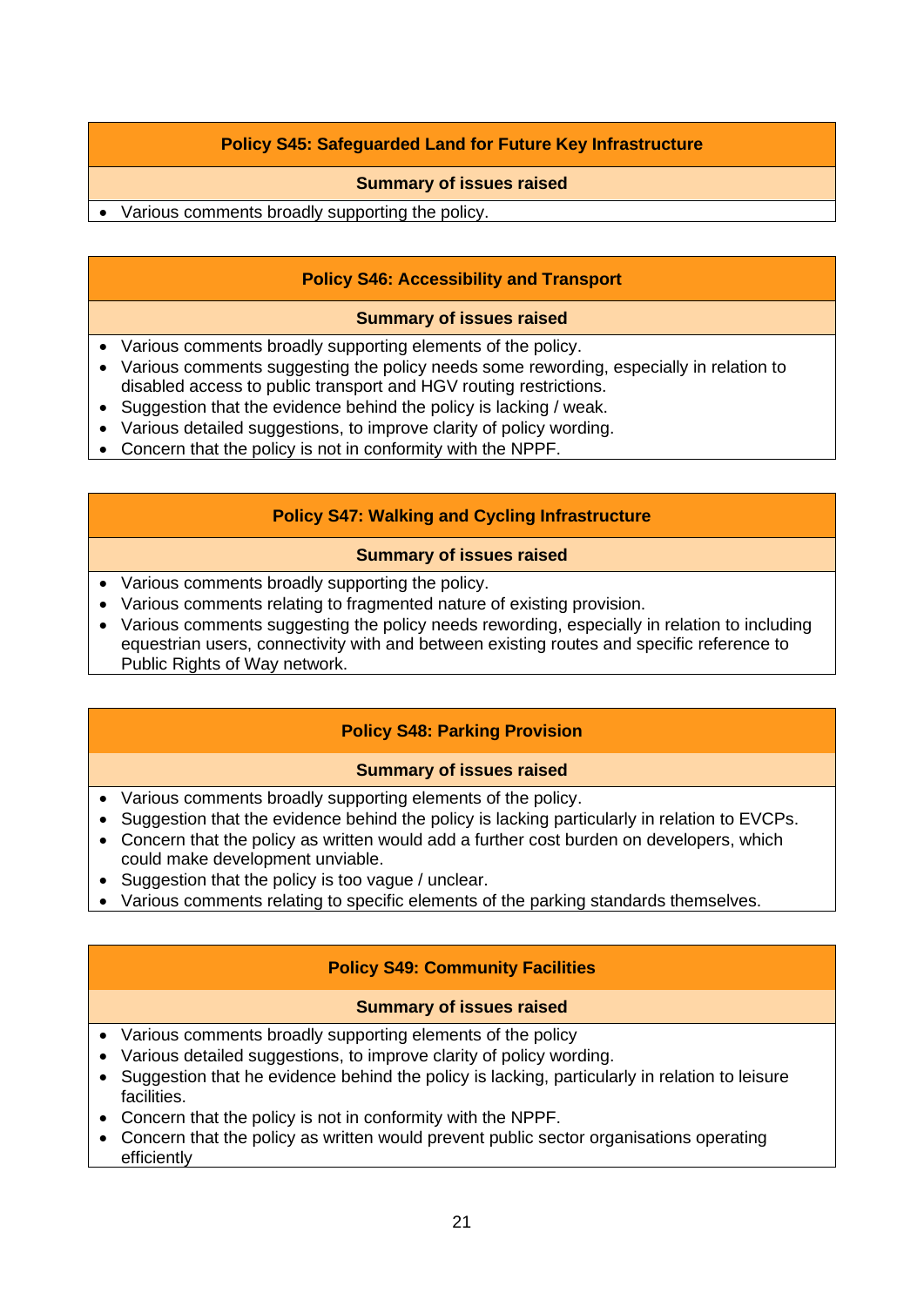| Policy S45: Safeguarded Land for Future Key Infrastructure |
|---|
| **Summary of issues raised** |
| • Various comments broadly supporting the policy. |

| Policy S46: Accessibility and Transport |
|---|
| **Summary of issues raised** |
| • Various comments broadly supporting elements of the policy.<br>• Various comments suggesting the policy needs some rewording, especially in relation to disabled access to public transport and HGV routing restrictions.<br>• Suggestion that the evidence behind the policy is lacking / weak.<br>• Various detailed suggestions, to improve clarity of policy wording.<br>• Concern that the policy is not in conformity with the NPPF. |

| Policy S47: Walking and Cycling Infrastructure |
|---|
| **Summary of issues raised** |
| • Various comments broadly supporting the policy.<br>• Various comments relating to fragmented nature of existing provision.<br>• Various comments suggesting the policy needs rewording, especially in relation to including equestrian users, connectivity with and between existing routes and specific reference to Public Rights of Way network. |

| Policy S48: Parking Provision |
|---|
| **Summary of issues raised** |
| • Various comments broadly supporting elements of the policy.<br>• Suggestion that the evidence behind the policy is lacking particularly in relation to EVCPs.<br>• Concern that the policy as written would add a further cost burden on developers, which could make development unviable.<br>• Suggestion that the policy is too vague / unclear.<br>• Various comments relating to specific elements of the parking standards themselves. |

| Policy S49: Community Facilities |
|---|
| **Summary of issues raised** |
| • Various comments broadly supporting elements of the policy<br>• Various detailed suggestions, to improve clarity of policy wording.<br>• Suggestion that he evidence behind the policy is lacking, particularly in relation to leisure facilities.<br>• Concern that the policy is not in conformity with the NPPF.<br>• Concern that the policy as written would prevent public sector organisations operating efficiently |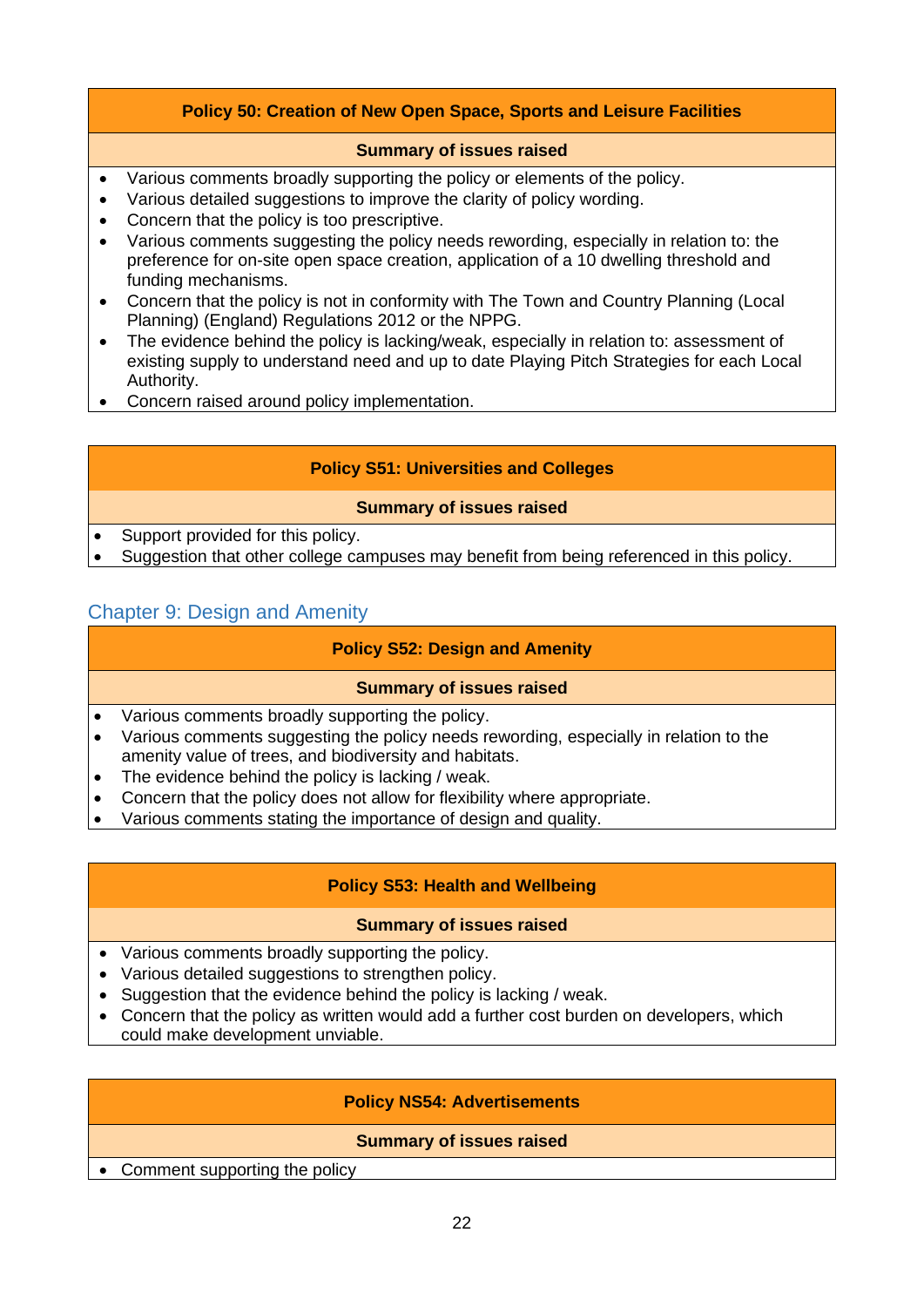| Policy 50: Creation of New Open Space, Sports and Leisure Facilities |
|---|
| **Summary of issues raised** |

- Various comments broadly supporting the policy or elements of the policy.
- Various detailed suggestions to improve the clarity of policy wording.
- Concern that the policy is too prescriptive.
- Various comments suggesting the policy needs rewording, especially in relation to: the preference for on-site open space creation, application of a 10 dwelling threshold and funding mechanisms.
- Concern that the policy is not in conformity with The Town and Country Planning (Local Planning) (England) Regulations 2012 or the NPPG.
- The evidence behind the policy is lacking/weak, especially in relation to: assessment of existing supply to understand need and up to date Playing Pitch Strategies for each Local Authority.
- Concern raised around policy implementation.

| Policy S51: Universities and Colleges |
|---|
| **Summary of issues raised** |

- Support provided for this policy.
- Suggestion that other college campuses may benefit from being referenced in this policy.

## Chapter 9: Design and Amenity

| Policy S52: Design and Amenity |
|---|
| **Summary of issues raised** |

- Various comments broadly supporting the policy.
- Various comments suggesting the policy needs rewording, especially in relation to the amenity value of trees, and biodiversity and habitats.
- The evidence behind the policy is lacking / weak.
- Concern that the policy does not allow for flexibility where appropriate.
- Various comments stating the importance of design and quality.

| Policy S53: Health and Wellbeing |
|---|
| **Summary of issues raised** |

- Various comments broadly supporting the policy.
- Various detailed suggestions to strengthen policy.
- Suggestion that the evidence behind the policy is lacking / weak.
- Concern that the policy as written would add a further cost burden on developers, which could make development unviable.

| Policy NS54: Advertisements |
|---|
| **Summary of issues raised** |

- Comment supporting the policy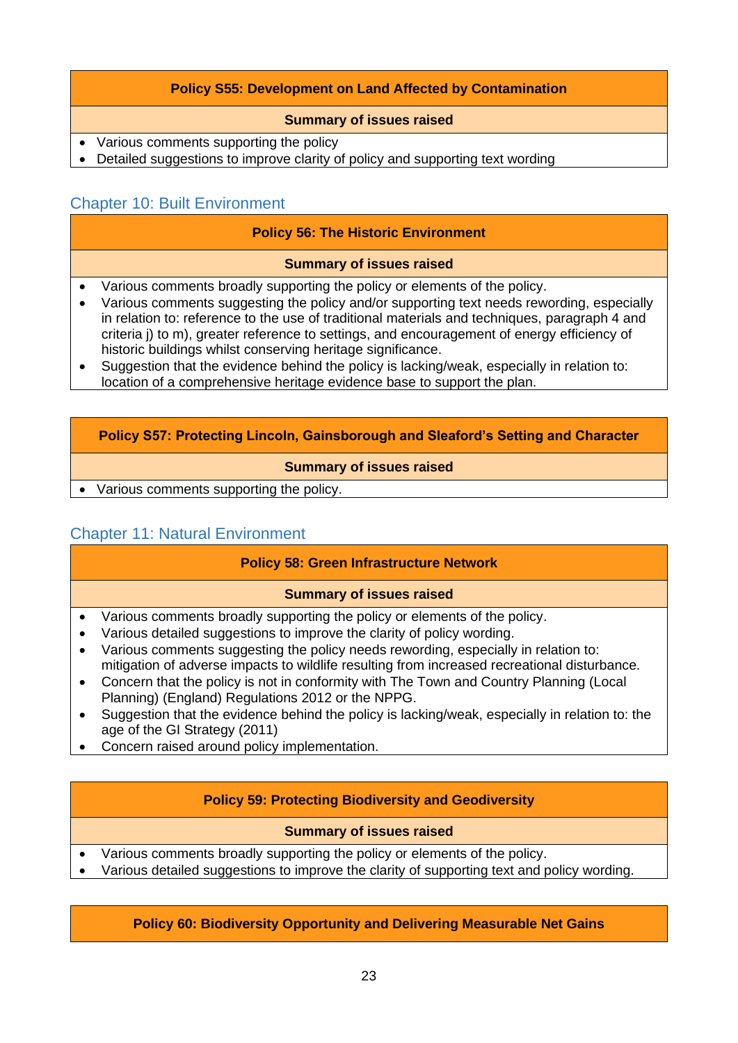| Policy S55: Development on Land Affected by Contamination |
|---|
| **Summary of issues raised** |
| • Various comments supporting the policy<br>• Detailed suggestions to improve clarity of policy and supporting text wording |

## Chapter 10: Built Environment

| Policy 56: The Historic Environment |
|---|
| **Summary of issues raised** |
| • Various comments broadly supporting the policy or elements of the policy.<br>• Various comments suggesting the policy and/or supporting text needs rewording, especially in relation to: reference to the use of traditional materials and techniques, paragraph 4 and criteria j) to m), greater reference to settings, and encouragement of energy efficiency of historic buildings whilst conserving heritage significance.<br>• Suggestion that the evidence behind the policy is lacking/weak, especially in relation to: location of a comprehensive heritage evidence base to support the plan. |

| Policy S57: Protecting Lincoln, Gainsborough and Sleaford's Setting and Character |
|---|
| **Summary of issues raised** |
| • Various comments supporting the policy. |

## Chapter 11: Natural Environment

| Policy 58: Green Infrastructure Network |
|---|
| **Summary of issues raised** |
| • Various comments broadly supporting the policy or elements of the policy.<br>• Various detailed suggestions to improve the clarity of policy wording.<br>• Various comments suggesting the policy needs rewording, especially in relation to: mitigation of adverse impacts to wildlife resulting from increased recreational disturbance.<br>• Concern that the policy is not in conformity with The Town and Country Planning (Local Planning) (England) Regulations 2012 or the NPPG.<br>• Suggestion that the evidence behind the policy is lacking/weak, especially in relation to: the age of the GI Strategy (2011)<br>• Concern raised around policy implementation. |

| Policy 59: Protecting Biodiversity and Geodiversity |
|---|
| **Summary of issues raised** |
| • Various comments broadly supporting the policy or elements of the policy.<br>• Various detailed suggestions to improve the clarity of supporting text and policy wording. |

| Policy 60: Biodiversity Opportunity and Delivering Measurable Net Gains |
|---|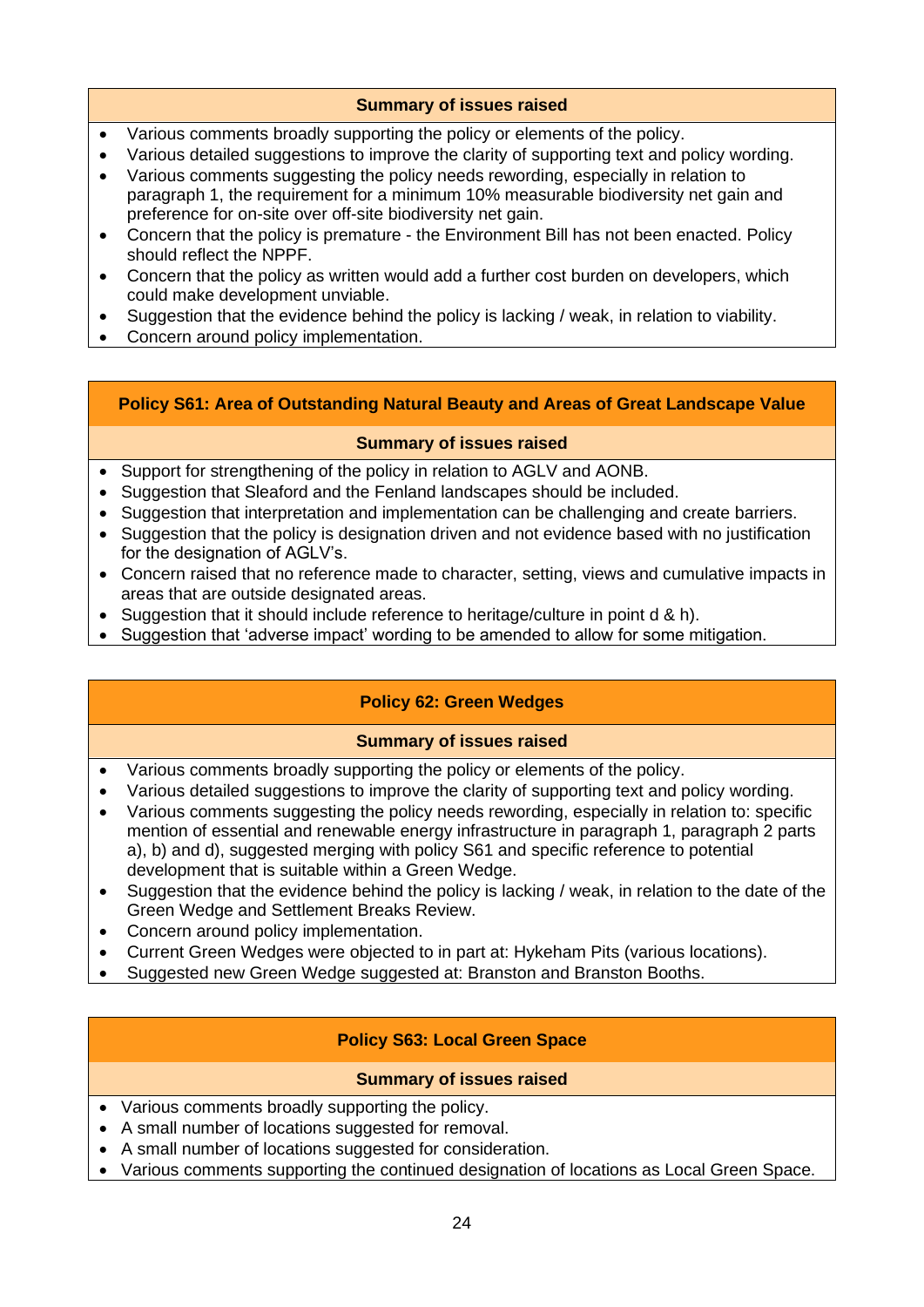**Summary of issues raised**

- Various comments broadly supporting the policy or elements of the policy.
- Various detailed suggestions to improve the clarity of supporting text and policy wording.
- Various comments suggesting the policy needs rewording, especially in relation to paragraph 1, the requirement for a minimum 10% measurable biodiversity net gain and preference for on-site over off-site biodiversity net gain.
- Concern that the policy is premature - the Environment Bill has not been enacted. Policy should reflect the NPPF.
- Concern that the policy as written would add a further cost burden on developers, which could make development unviable.
- Suggestion that the evidence behind the policy is lacking / weak, in relation to viability.
- Concern around policy implementation.

## Policy S61: Area of Outstanding Natural Beauty and Areas of Great Landscape Value

**Summary of issues raised**

- Support for strengthening of the policy in relation to AGLV and AONB.
- Suggestion that Sleaford and the Fenland landscapes should be included.
- Suggestion that interpretation and implementation can be challenging and create barriers.
- Suggestion that the policy is designation driven and not evidence based with no justification for the designation of AGLV's.
- Concern raised that no reference made to character, setting, views and cumulative impacts in areas that are outside designated areas.
- Suggestion that it should include reference to heritage/culture in point d & h).
- Suggestion that 'adverse impact' wording to be amended to allow for some mitigation.

## Policy 62: Green Wedges

**Summary of issues raised**

- Various comments broadly supporting the policy or elements of the policy.
- Various detailed suggestions to improve the clarity of supporting text and policy wording.
- Various comments suggesting the policy needs rewording, especially in relation to: specific mention of essential and renewable energy infrastructure in paragraph 1, paragraph 2 parts a), b) and d), suggested merging with policy S61 and specific reference to potential development that is suitable within a Green Wedge.
- Suggestion that the evidence behind the policy is lacking / weak, in relation to the date of the Green Wedge and Settlement Breaks Review.
- Concern around policy implementation.
- Current Green Wedges were objected to in part at: Hykeham Pits (various locations).
- Suggested new Green Wedge suggested at: Branston and Branston Booths.

## Policy S63: Local Green Space

**Summary of issues raised**

- Various comments broadly supporting the policy.
- A small number of locations suggested for removal.
- A small number of locations suggested for consideration.
- Various comments supporting the continued designation of locations as Local Green Space.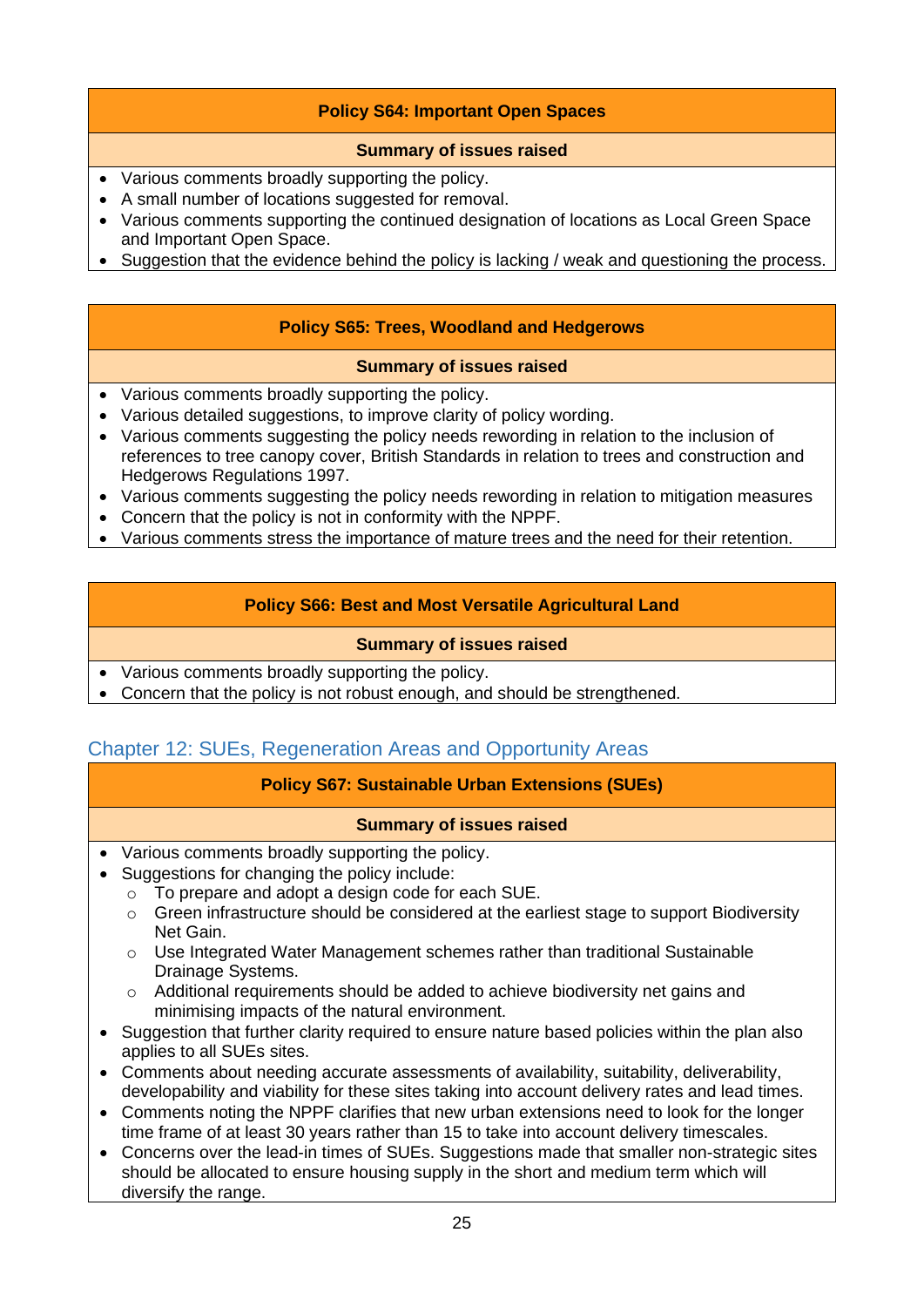| Policy S64: Important Open Spaces |
| --- |
| **Summary of issues raised** |

- Various comments broadly supporting the policy.
- A small number of locations suggested for removal.
- Various comments supporting the continued designation of locations as Local Green Space and Important Open Space.
- Suggestion that the evidence behind the policy is lacking / weak and questioning the process.

| Policy S65: Trees, Woodland and Hedgerows |
| --- |
| **Summary of issues raised** |

- Various comments broadly supporting the policy.
- Various detailed suggestions, to improve clarity of policy wording.
- Various comments suggesting the policy needs rewording in relation to the inclusion of references to tree canopy cover, British Standards in relation to trees and construction and Hedgerows Regulations 1997.
- Various comments suggesting the policy needs rewording in relation to mitigation measures
- Concern that the policy is not in conformity with the NPPF.
- Various comments stress the importance of mature trees and the need for their retention.

| Policy S66: Best and Most Versatile Agricultural Land |
| --- |
| **Summary of issues raised** |

- Various comments broadly supporting the policy.
- Concern that the policy is not robust enough, and should be strengthened.

## Chapter 12: SUEs, Regeneration Areas and Opportunity Areas

| Policy S67: Sustainable Urban Extensions (SUEs) |
| --- |
| **Summary of issues raised** |

- Various comments broadly supporting the policy.
- Suggestions for changing the policy include:
  - To prepare and adopt a design code for each SUE.
  - Green infrastructure should be considered at the earliest stage to support Biodiversity Net Gain.
  - Use Integrated Water Management schemes rather than traditional Sustainable Drainage Systems.
  - Additional requirements should be added to achieve biodiversity net gains and minimising impacts of the natural environment.
- Suggestion that further clarity required to ensure nature based policies within the plan also applies to all SUEs sites.
- Comments about needing accurate assessments of availability, suitability, deliverability, developability and viability for these sites taking into account delivery rates and lead times.
- Comments noting the NPPF clarifies that new urban extensions need to look for the longer time frame of at least 30 years rather than 15 to take into account delivery timescales.
- Concerns over the lead-in times of SUEs. Suggestions made that smaller non-strategic sites should be allocated to ensure housing supply in the short and medium term which will diversify the range.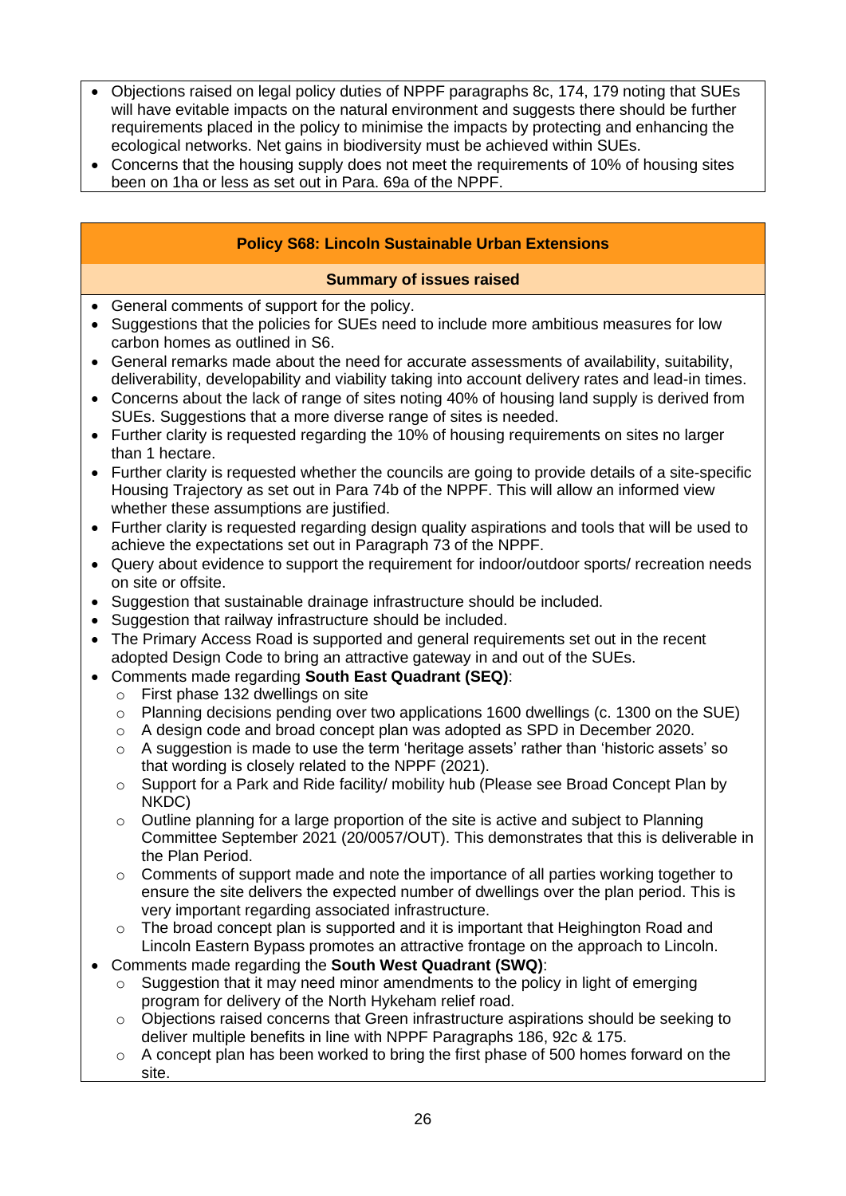- Objections raised on legal policy duties of NPPF paragraphs 8c, 174, 179 noting that SUEs will have evitable impacts on the natural environment and suggests there should be further requirements placed in the policy to minimise the impacts by protecting and enhancing the ecological networks. Net gains in biodiversity must be achieved within SUEs.
- Concerns that the housing supply does not meet the requirements of 10% of housing sites been on 1ha or less as set out in Para. 69a of the NPPF.

## Policy S68: Lincoln Sustainable Urban Extensions

### Summary of issues raised

- General comments of support for the policy.
- Suggestions that the policies for SUEs need to include more ambitious measures for low carbon homes as outlined in S6.
- General remarks made about the need for accurate assessments of availability, suitability, deliverability, developability and viability taking into account delivery rates and lead-in times.
- Concerns about the lack of range of sites noting 40% of housing land supply is derived from SUEs. Suggestions that a more diverse range of sites is needed.
- Further clarity is requested regarding the 10% of housing requirements on sites no larger than 1 hectare.
- Further clarity is requested whether the councils are going to provide details of a site-specific Housing Trajectory as set out in Para 74b of the NPPF. This will allow an informed view whether these assumptions are justified.
- Further clarity is requested regarding design quality aspirations and tools that will be used to achieve the expectations set out in Paragraph 73 of the NPPF.
- Query about evidence to support the requirement for indoor/outdoor sports/ recreation needs on site or offsite.
- Suggestion that sustainable drainage infrastructure should be included.
- Suggestion that railway infrastructure should be included.
- The Primary Access Road is supported and general requirements set out in the recent adopted Design Code to bring an attractive gateway in and out of the SUEs.
- Comments made regarding **South East Quadrant (SEQ)**:
  - First phase 132 dwellings on site
  - Planning decisions pending over two applications 1600 dwellings (c. 1300 on the SUE)
  - A design code and broad concept plan was adopted as SPD in December 2020.
  - A suggestion is made to use the term 'heritage assets' rather than 'historic assets' so that wording is closely related to the NPPF (2021).
  - Support for a Park and Ride facility/ mobility hub (Please see Broad Concept Plan by NKDC)
  - Outline planning for a large proportion of the site is active and subject to Planning Committee September 2021 (20/0057/OUT). This demonstrates that this is deliverable in the Plan Period.
  - Comments of support made and note the importance of all parties working together to ensure the site delivers the expected number of dwellings over the plan period. This is very important regarding associated infrastructure.
  - The broad concept plan is supported and it is important that Heighington Road and Lincoln Eastern Bypass promotes an attractive frontage on the approach to Lincoln.
- Comments made regarding the **South West Quadrant (SWQ)**:
  - Suggestion that it may need minor amendments to the policy in light of emerging program for delivery of the North Hykeham relief road.
  - Objections raised concerns that Green infrastructure aspirations should be seeking to deliver multiple benefits in line with NPPF Paragraphs 186, 92c & 175.
  - A concept plan has been worked to bring the first phase of 500 homes forward on the site.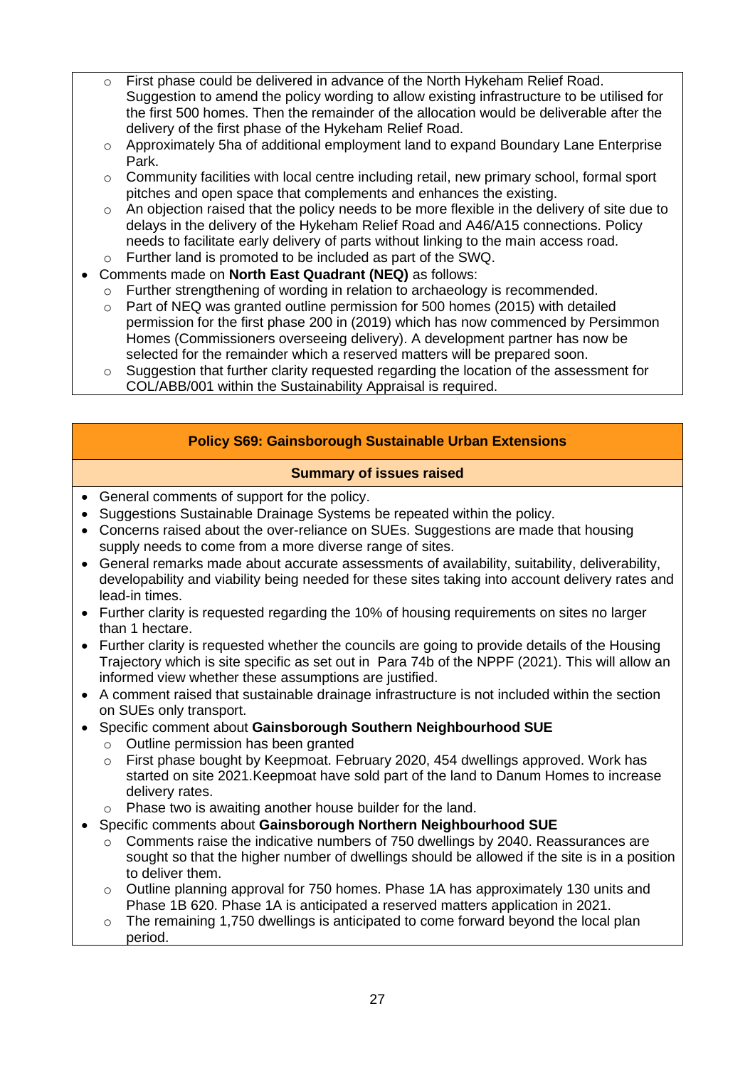- First phase could be delivered in advance of the North Hykeham Relief Road. Suggestion to amend the policy wording to allow existing infrastructure to be utilised for the first 500 homes. Then the remainder of the allocation would be deliverable after the delivery of the first phase of the Hykeham Relief Road.
    - Approximately 5ha of additional employment land to expand Boundary Lane Enterprise Park.
    - Community facilities with local centre including retail, new primary school, formal sport pitches and open space that complements and enhances the existing.
    - An objection raised that the policy needs to be more flexible in the delivery of site due to delays in the delivery of the Hykeham Relief Road and A46/A15 connections. Policy needs to facilitate early delivery of parts without linking to the main access road.
    - Further land is promoted to be included as part of the SWQ.
- Comments made on **North East Quadrant (NEQ)** as follows:
    - Further strengthening of wording in relation to archaeology is recommended.
    - Part of NEQ was granted outline permission for 500 homes (2015) with detailed permission for the first phase 200 in (2019) which has now commenced by Persimmon Homes (Commissioners overseeing delivery). A development partner has now be selected for the remainder which a reserved matters will be prepared soon.
    - Suggestion that further clarity requested regarding the location of the assessment for COL/ABB/001 within the Sustainability Appraisal is required.

## Policy S69: Gainsborough Sustainable Urban Extensions

### Summary of issues raised

- General comments of support for the policy.
- Suggestions Sustainable Drainage Systems be repeated within the policy.
- Concerns raised about the over-reliance on SUEs. Suggestions are made that housing supply needs to come from a more diverse range of sites.
- General remarks made about accurate assessments of availability, suitability, deliverability, developability and viability being needed for these sites taking into account delivery rates and lead-in times.
- Further clarity is requested regarding the 10% of housing requirements on sites no larger than 1 hectare.
- Further clarity is requested whether the councils are going to provide details of the Housing Trajectory which is site specific as set out in Para 74b of the NPPF (2021). This will allow an informed view whether these assumptions are justified.
- A comment raised that sustainable drainage infrastructure is not included within the section on SUEs only transport.
- Specific comment about **Gainsborough Southern Neighbourhood SUE**
    - Outline permission has been granted
    - First phase bought by Keepmoat. February 2020, 454 dwellings approved. Work has started on site 2021.Keepmoat have sold part of the land to Danum Homes to increase delivery rates.
    - Phase two is awaiting another house builder for the land.
- Specific comments about **Gainsborough Northern Neighbourhood SUE**
    - Comments raise the indicative numbers of 750 dwellings by 2040. Reassurances are sought so that the higher number of dwellings should be allowed if the site is in a position to deliver them.
    - Outline planning approval for 750 homes. Phase 1A has approximately 130 units and Phase 1B 620. Phase 1A is anticipated a reserved matters application in 2021.
    - The remaining 1,750 dwellings is anticipated to come forward beyond the local plan period.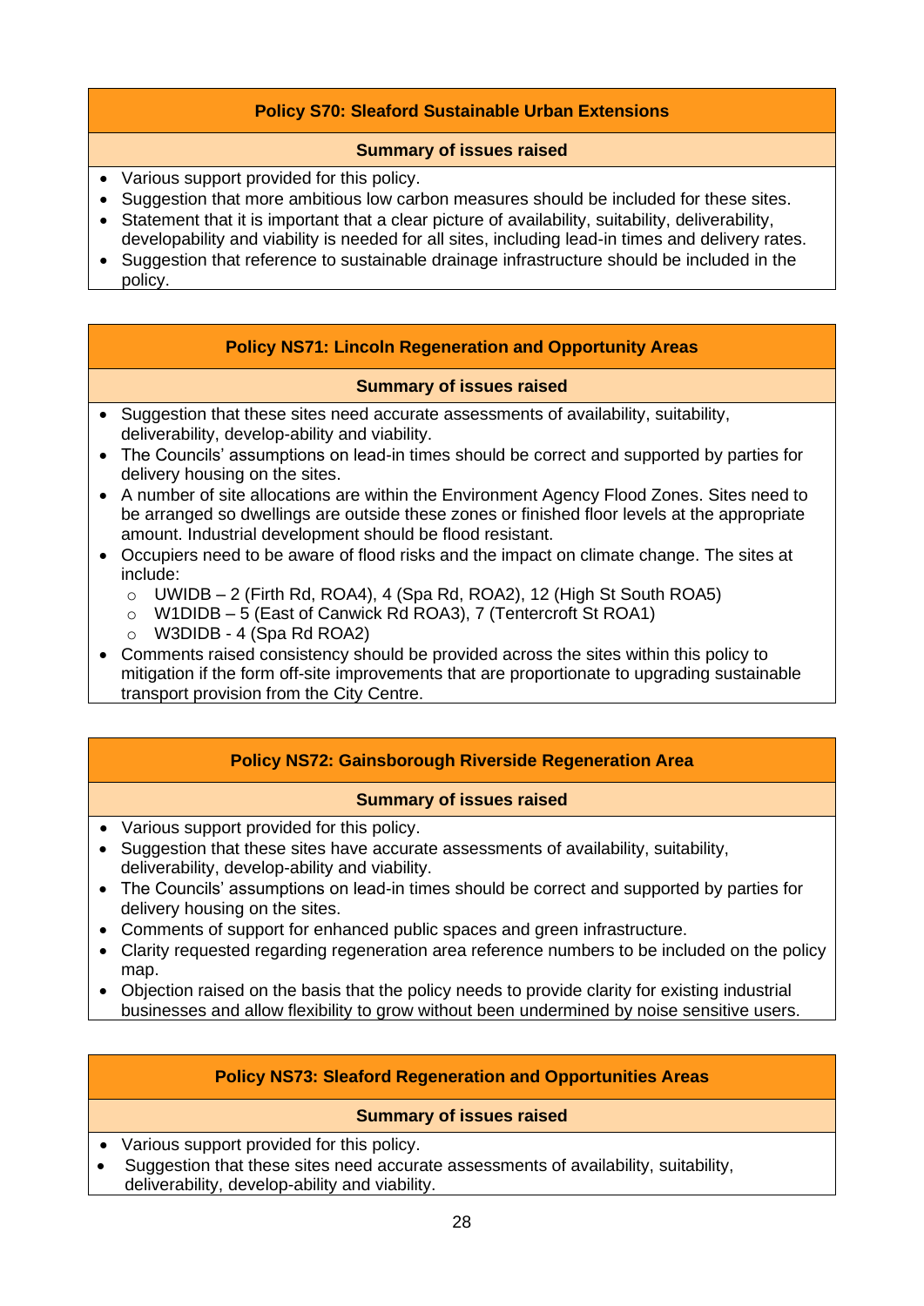| Policy S70: Sleaford Sustainable Urban Extensions |
|---|
| **Summary of issues raised** |

- Various support provided for this policy.
- Suggestion that more ambitious low carbon measures should be included for these sites.
- Statement that it is important that a clear picture of availability, suitability, deliverability, developability and viability is needed for all sites, including lead-in times and delivery rates.
- Suggestion that reference to sustainable drainage infrastructure should be included in the policy.

| Policy NS71: Lincoln Regeneration and Opportunity Areas |
|---|
| **Summary of issues raised** |

- Suggestion that these sites need accurate assessments of availability, suitability, deliverability, develop-ability and viability.
- The Councils' assumptions on lead-in times should be correct and supported by parties for delivery housing on the sites.
- A number of site allocations are within the Environment Agency Flood Zones. Sites need to be arranged so dwellings are outside these zones or finished floor levels at the appropriate amount. Industrial development should be flood resistant.
- Occupiers need to be aware of flood risks and the impact on climate change. The sites at include:
  - UWIDB – 2 (Firth Rd, ROA4), 4 (Spa Rd, ROA2), 12 (High St South ROA5)
  - W1DIDB – 5 (East of Canwick Rd ROA3), 7 (Tentercroft St ROA1)
  - W3DIDB - 4 (Spa Rd ROA2)
- Comments raised consistency should be provided across the sites within this policy to mitigation if the form off-site improvements that are proportionate to upgrading sustainable transport provision from the City Centre.

| Policy NS72: Gainsborough Riverside Regeneration Area |
|---|
| **Summary of issues raised** |

- Various support provided for this policy.
- Suggestion that these sites have accurate assessments of availability, suitability, deliverability, develop-ability and viability.
- The Councils' assumptions on lead-in times should be correct and supported by parties for delivery housing on the sites.
- Comments of support for enhanced public spaces and green infrastructure.
- Clarity requested regarding regeneration area reference numbers to be included on the policy map.
- Objection raised on the basis that the policy needs to provide clarity for existing industrial businesses and allow flexibility to grow without been undermined by noise sensitive users.

| Policy NS73: Sleaford Regeneration and Opportunities Areas |
|---|
| **Summary of issues raised** |

- Various support provided for this policy.
- Suggestion that these sites need accurate assessments of availability, suitability, deliverability, develop-ability and viability.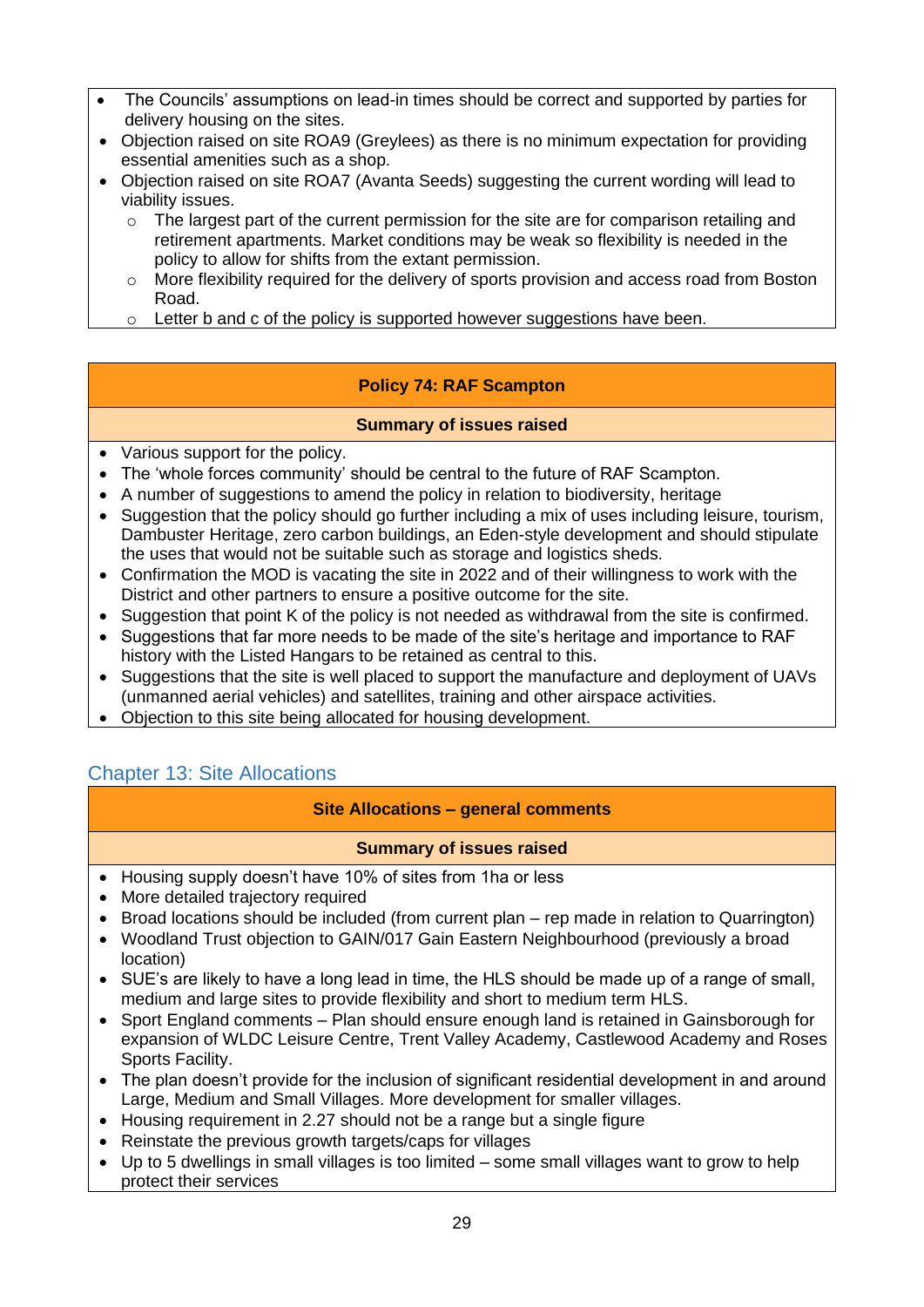- The Councils' assumptions on lead-in times should be correct and supported by parties for delivery housing on the sites.
- Objection raised on site ROA9 (Greylees) as there is no minimum expectation for providing essential amenities such as a shop.
- Objection raised on site ROA7 (Avanta Seeds) suggesting the current wording will lead to viability issues.
  - The largest part of the current permission for the site are for comparison retailing and retirement apartments. Market conditions may be weak so flexibility is needed in the policy to allow for shifts from the extant permission.
  - More flexibility required for the delivery of sports provision and access road from Boston Road.
  - Letter b and c of the policy is supported however suggestions have been.

| **Policy 74: RAF Scampton** |
|---|
| **Summary of issues raised** |

- Various support for the policy.
- The 'whole forces community' should be central to the future of RAF Scampton.
- A number of suggestions to amend the policy in relation to biodiversity, heritage
- Suggestion that the policy should go further including a mix of uses including leisure, tourism, Dambuster Heritage, zero carbon buildings, an Eden-style development and should stipulate the uses that would not be suitable such as storage and logistics sheds.
- Confirmation the MOD is vacating the site in 2022 and of their willingness to work with the District and other partners to ensure a positive outcome for the site.
- Suggestion that point K of the policy is not needed as withdrawal from the site is confirmed.
- Suggestions that far more needs to be made of the site's heritage and importance to RAF history with the Listed Hangars to be retained as central to this.
- Suggestions that the site is well placed to support the manufacture and deployment of UAVs (unmanned aerial vehicles) and satellites, training and other airspace activities.
- Objection to this site being allocated for housing development.

## Chapter 13: Site Allocations

| **Site Allocations – general comments** |
|---|
| **Summary of issues raised** |

- Housing supply doesn't have 10% of sites from 1ha or less
- More detailed trajectory required
- Broad locations should be included (from current plan – rep made in relation to Quarrington)
- Woodland Trust objection to GAIN/017 Gain Eastern Neighbourhood (previously a broad location)
- SUE's are likely to have a long lead in time, the HLS should be made up of a range of small, medium and large sites to provide flexibility and short to medium term HLS.
- Sport England comments – Plan should ensure enough land is retained in Gainsborough for expansion of WLDC Leisure Centre, Trent Valley Academy, Castlewood Academy and Roses Sports Facility.
- The plan doesn't provide for the inclusion of significant residential development in and around Large, Medium and Small Villages. More development for smaller villages.
- Housing requirement in 2.27 should not be a range but a single figure
- Reinstate the previous growth targets/caps for villages
- Up to 5 dwellings in small villages is too limited – some small villages want to grow to help protect their services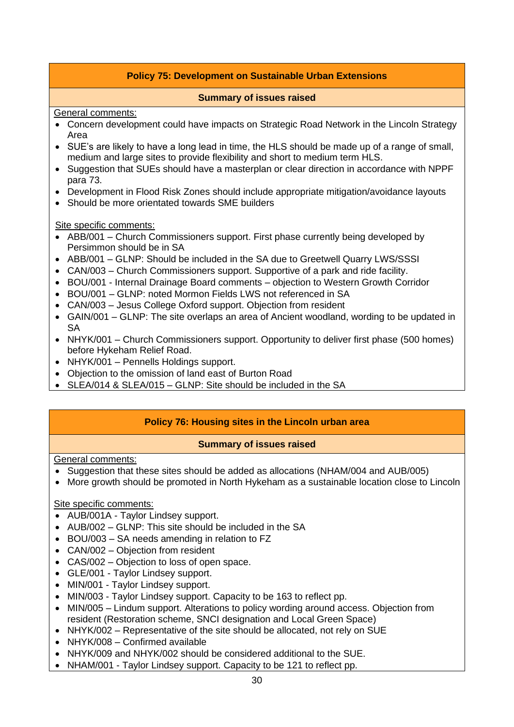## Policy 75: Development on Sustainable Urban Extensions

### Summary of issues raised

General comments:

- Concern development could have impacts on Strategic Road Network in the Lincoln Strategy Area
- SUE's are likely to have a long lead in time, the HLS should be made up of a range of small, medium and large sites to provide flexibility and short to medium term HLS.
- Suggestion that SUEs should have a masterplan or clear direction in accordance with NPPF para 73.
- Development in Flood Risk Zones should include appropriate mitigation/avoidance layouts
- Should be more orientated towards SME builders

Site specific comments:

- ABB/001 – Church Commissioners support. First phase currently being developed by Persimmon should be in SA
- ABB/001 – GLNP: Should be included in the SA due to Greetwell Quarry LWS/SSSI
- CAN/003 – Church Commissioners support. Supportive of a park and ride facility.
- BOU/001 - Internal Drainage Board comments – objection to Western Growth Corridor
- BOU/001 – GLNP: noted Mormon Fields LWS not referenced in SA
- CAN/003 – Jesus College Oxford support. Objection from resident
- GAIN/001 – GLNP: The site overlaps an area of Ancient woodland, wording to be updated in SA
- NHYK/001 – Church Commissioners support. Opportunity to deliver first phase (500 homes) before Hykeham Relief Road.
- NHYK/001 – Pennells Holdings support.
- Objection to the omission of land east of Burton Road
- SLEA/014 & SLEA/015 – GLNP: Site should be included in the SA

## Policy 76: Housing sites in the Lincoln urban area

### Summary of issues raised

General comments:

- Suggestion that these sites should be added as allocations (NHAM/004 and AUB/005)
- More growth should be promoted in North Hykeham as a sustainable location close to Lincoln

Site specific comments:

- AUB/001A - Taylor Lindsey support.
- AUB/002 – GLNP: This site should be included in the SA
- BOU/003 – SA needs amending in relation to FZ
- CAN/002 – Objection from resident
- CAS/002 – Objection to loss of open space.
- GLE/001 - Taylor Lindsey support.
- MIN/001 - Taylor Lindsey support.
- MIN/003 - Taylor Lindsey support. Capacity to be 163 to reflect pp.
- MIN/005 – Lindum support. Alterations to policy wording around access. Objection from resident (Restoration scheme, SNCI designation and Local Green Space)
- NHYK/002 – Representative of the site should be allocated, not rely on SUE
- NHYK/008 – Confirmed available
- NHYK/009 and NHYK/002 should be considered additional to the SUE.
- NHAM/001 - Taylor Lindsey support. Capacity to be 121 to reflect pp.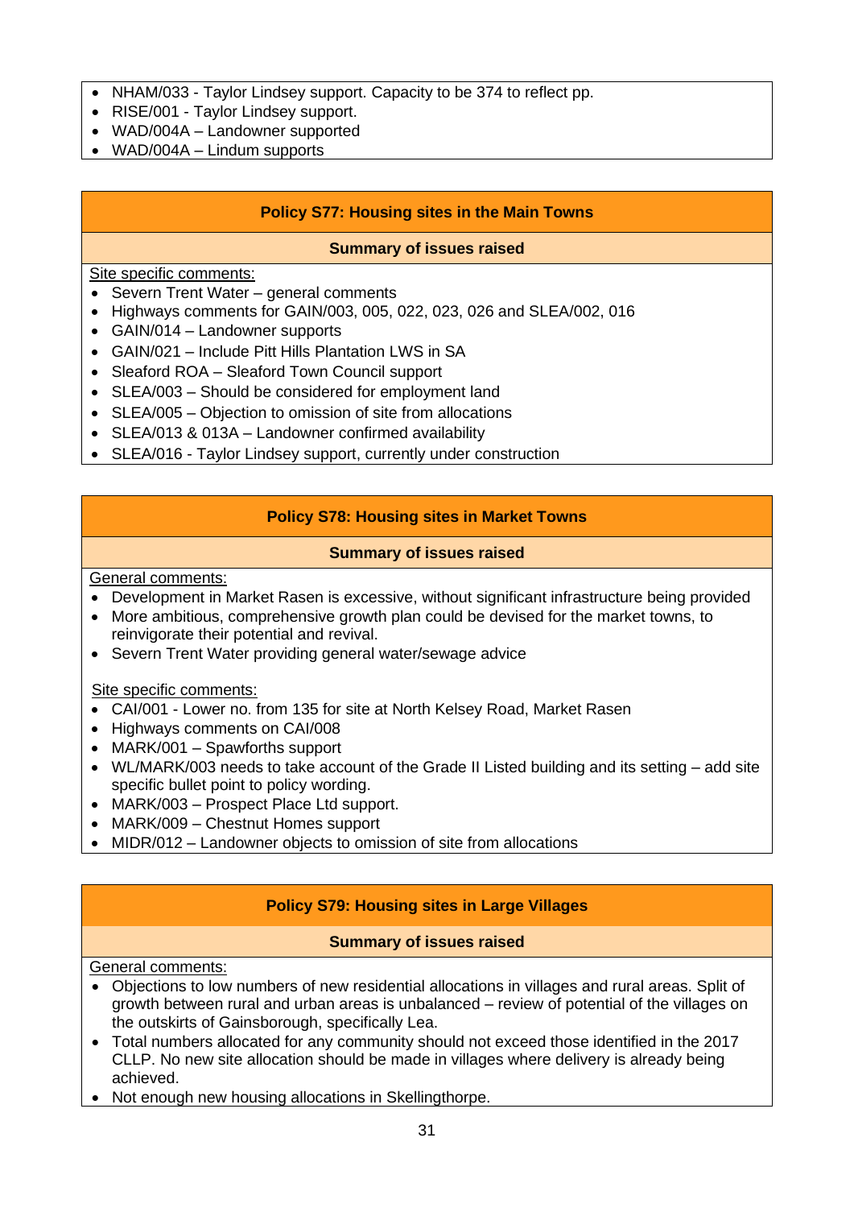- NHAM/033 - Taylor Lindsey support. Capacity to be 374 to reflect pp.
- RISE/001 - Taylor Lindsey support.
- WAD/004A – Landowner supported
- WAD/004A – Lindum supports

## Policy S77: Housing sites in the Main Towns

### Summary of issues raised

Site specific comments:

- Severn Trent Water – general comments
- Highways comments for GAIN/003, 005, 022, 023, 026 and SLEA/002, 016
- GAIN/014 – Landowner supports
- GAIN/021 – Include Pitt Hills Plantation LWS in SA
- Sleaford ROA – Sleaford Town Council support
- SLEA/003 – Should be considered for employment land
- SLEA/005 – Objection to omission of site from allocations
- SLEA/013 & 013A – Landowner confirmed availability
- SLEA/016 - Taylor Lindsey support, currently under construction

## Policy S78: Housing sites in Market Towns

### Summary of issues raised

General comments:

- Development in Market Rasen is excessive, without significant infrastructure being provided
- More ambitious, comprehensive growth plan could be devised for the market towns, to reinvigorate their potential and revival.
- Severn Trent Water providing general water/sewage advice

Site specific comments:

- CAI/001 - Lower no. from 135 for site at North Kelsey Road, Market Rasen
- Highways comments on CAI/008
- MARK/001 – Spawforths support
- WL/MARK/003 needs to take account of the Grade II Listed building and its setting – add site specific bullet point to policy wording.
- MARK/003 – Prospect Place Ltd support.
- MARK/009 – Chestnut Homes support
- MIDR/012 – Landowner objects to omission of site from allocations

## Policy S79: Housing sites in Large Villages

### Summary of issues raised

General comments:

- Objections to low numbers of new residential allocations in villages and rural areas. Split of growth between rural and urban areas is unbalanced – review of potential of the villages on the outskirts of Gainsborough, specifically Lea.
- Total numbers allocated for any community should not exceed those identified in the 2017 CLLP. No new site allocation should be made in villages where delivery is already being achieved.
- Not enough new housing allocations in Skellingthorpe.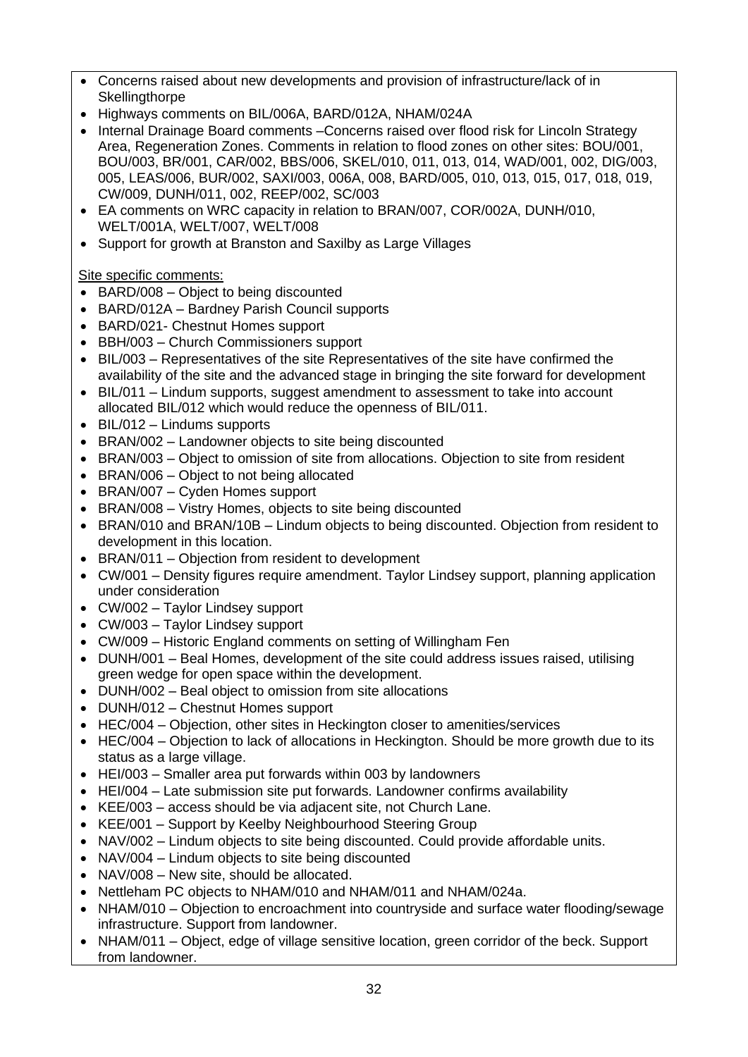- Concerns raised about new developments and provision of infrastructure/lack of in Skellingthorpe
- Highways comments on BIL/006A, BARD/012A, NHAM/024A
- Internal Drainage Board comments –Concerns raised over flood risk for Lincoln Strategy Area, Regeneration Zones. Comments in relation to flood zones on other sites: BOU/001, BOU/003, BR/001, CAR/002, BBS/006, SKEL/010, 011, 013, 014, WAD/001, 002, DIG/003, 005, LEAS/006, BUR/002, SAXI/003, 006A, 008, BARD/005, 010, 013, 015, 017, 018, 019, CW/009, DUNH/011, 002, REEP/002, SC/003
- EA comments on WRC capacity in relation to BRAN/007, COR/002A, DUNH/010, WELT/001A, WELT/007, WELT/008
- Support for growth at Branston and Saxilby as Large Villages

Site specific comments:

- BARD/008 – Object to being discounted
- BARD/012A – Bardney Parish Council supports
- BARD/021- Chestnut Homes support
- BBH/003 – Church Commissioners support
- BIL/003 – Representatives of the site Representatives of the site have confirmed the availability of the site and the advanced stage in bringing the site forward for development
- BIL/011 – Lindum supports, suggest amendment to assessment to take into account allocated BIL/012 which would reduce the openness of BIL/011.
- BIL/012 – Lindums supports
- BRAN/002 – Landowner objects to site being discounted
- BRAN/003 – Object to omission of site from allocations. Objection to site from resident
- BRAN/006 – Object to not being allocated
- BRAN/007 – Cyden Homes support
- BRAN/008 – Vistry Homes, objects to site being discounted
- BRAN/010 and BRAN/10B – Lindum objects to being discounted. Objection from resident to development in this location.
- BRAN/011 – Objection from resident to development
- CW/001 – Density figures require amendment. Taylor Lindsey support, planning application under consideration
- CW/002 – Taylor Lindsey support
- CW/003 – Taylor Lindsey support
- CW/009 – Historic England comments on setting of Willingham Fen
- DUNH/001 – Beal Homes, development of the site could address issues raised, utilising green wedge for open space within the development.
- DUNH/002 – Beal object to omission from site allocations
- DUNH/012 – Chestnut Homes support
- HEC/004 – Objection, other sites in Heckington closer to amenities/services
- HEC/004 – Objection to lack of allocations in Heckington. Should be more growth due to its status as a large village.
- HEI/003 – Smaller area put forwards within 003 by landowners
- HEI/004 – Late submission site put forwards. Landowner confirms availability
- KEE/003 – access should be via adjacent site, not Church Lane.
- KEE/001 – Support by Keelby Neighbourhood Steering Group
- NAV/002 – Lindum objects to site being discounted. Could provide affordable units.
- NAV/004 – Lindum objects to site being discounted
- NAV/008 – New site, should be allocated.
- Nettleham PC objects to NHAM/010 and NHAM/011 and NHAM/024a.
- NHAM/010 – Objection to encroachment into countryside and surface water flooding/sewage infrastructure. Support from landowner.
- NHAM/011 – Object, edge of village sensitive location, green corridor of the beck. Support from landowner.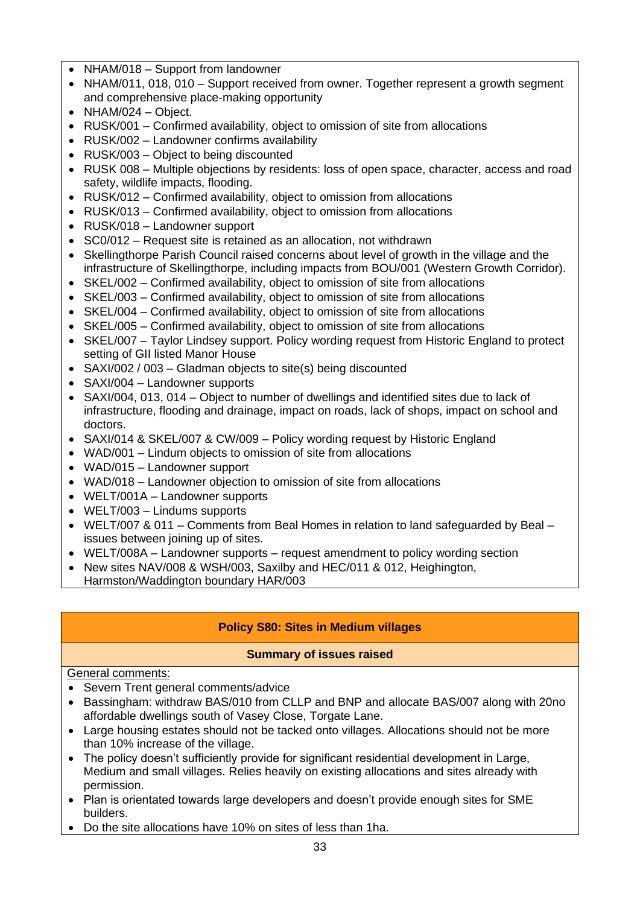- NHAM/018 – Support from landowner
- NHAM/011, 018, 010 – Support received from owner. Together represent a growth segment and comprehensive place-making opportunity
- NHAM/024 – Object.
- RUSK/001 – Confirmed availability, object to omission of site from allocations
- RUSK/002 – Landowner confirms availability
- RUSK/003 – Object to being discounted
- RUSK 008 – Multiple objections by residents: loss of open space, character, access and road safety, wildlife impacts, flooding.
- RUSK/012 – Confirmed availability, object to omission from allocations
- RUSK/013 – Confirmed availability, object to omission from allocations
- RUSK/018 – Landowner support
- SC0/012 – Request site is retained as an allocation, not withdrawn
- Skellingthorpe Parish Council raised concerns about level of growth in the village and the infrastructure of Skellingthorpe, including impacts from BOU/001 (Western Growth Corridor).
- SKEL/002 – Confirmed availability, object to omission of site from allocations
- SKEL/003 – Confirmed availability, object to omission of site from allocations
- SKEL/004 – Confirmed availability, object to omission of site from allocations
- SKEL/005 – Confirmed availability, object to omission of site from allocations
- SKEL/007 – Taylor Lindsey support. Policy wording request from Historic England to protect setting of GII listed Manor House
- SAXI/002 / 003 – Gladman objects to site(s) being discounted
- SAXI/004 – Landowner supports
- SAXI/004, 013, 014 – Object to number of dwellings and identified sites due to lack of infrastructure, flooding and drainage, impact on roads, lack of shops, impact on school and doctors.
- SAXI/014 & SKEL/007 & CW/009 – Policy wording request by Historic England
- WAD/001 – Lindum objects to omission of site from allocations
- WAD/015 – Landowner support
- WAD/018 – Landowner objection to omission of site from allocations
- WELT/001A – Landowner supports
- WELT/003 – Lindums supports
- WELT/007 & 011 – Comments from Beal Homes in relation to land safeguarded by Beal – issues between joining up of sites.
- WELT/008A – Landowner supports – request amendment to policy wording section
- New sites NAV/008 & WSH/003, Saxilby and HEC/011 & 012, Heighington, Harmston/Waddington boundary HAR/003

## Policy S80: Sites in Medium villages

### Summary of issues raised

General comments:

- Severn Trent general comments/advice
- Bassingham: withdraw BAS/010 from CLLP and BNP and allocate BAS/007 along with 20no affordable dwellings south of Vasey Close, Torgate Lane.
- Large housing estates should not be tacked onto villages. Allocations should not be more than 10% increase of the village.
- The policy doesn't sufficiently provide for significant residential development in Large, Medium and small villages. Relies heavily on existing allocations and sites already with permission.
- Plan is orientated towards large developers and doesn't provide enough sites for SME builders.
- Do the site allocations have 10% on sites of less than 1ha.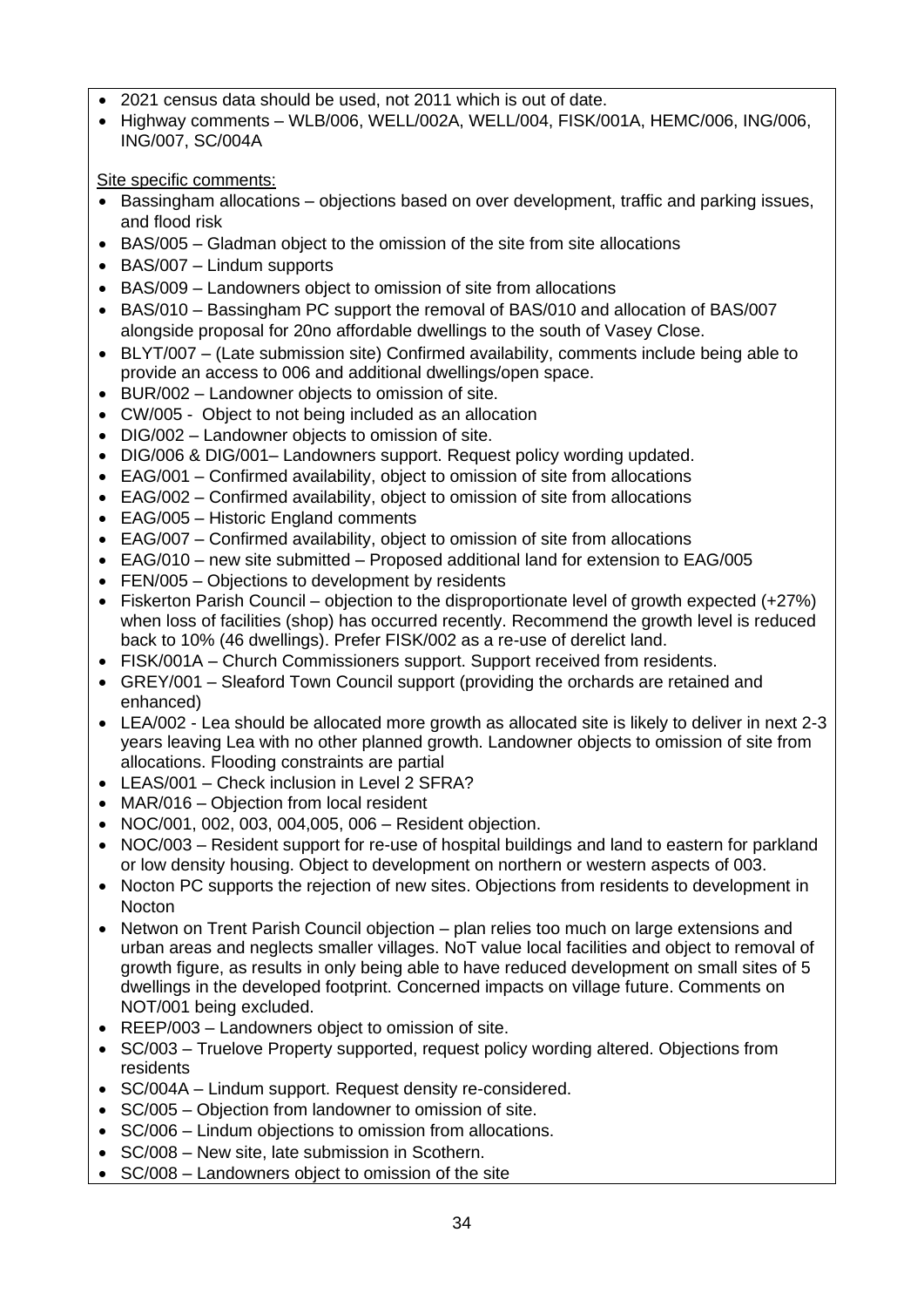- 2021 census data should be used, not 2011 which is out of date.
- Highway comments – WLB/006, WELL/002A, WELL/004, FISK/001A, HEMC/006, ING/006, ING/007, SC/004A

Site specific comments:

- Bassingham allocations – objections based on over development, traffic and parking issues, and flood risk
- BAS/005 – Gladman object to the omission of the site from site allocations
- BAS/007 – Lindum supports
- BAS/009 – Landowners object to omission of site from allocations
- BAS/010 – Bassingham PC support the removal of BAS/010 and allocation of BAS/007 alongside proposal for 20no affordable dwellings to the south of Vasey Close.
- BLYT/007 – (Late submission site) Confirmed availability, comments include being able to provide an access to 006 and additional dwellings/open space.
- BUR/002 – Landowner objects to omission of site.
- CW/005 - Object to not being included as an allocation
- DIG/002 – Landowner objects to omission of site.
- DIG/006 & DIG/001– Landowners support. Request policy wording updated.
- EAG/001 – Confirmed availability, object to omission of site from allocations
- EAG/002 – Confirmed availability, object to omission of site from allocations
- EAG/005 – Historic England comments
- EAG/007 – Confirmed availability, object to omission of site from allocations
- EAG/010 – new site submitted – Proposed additional land for extension to EAG/005
- FEN/005 – Objections to development by residents
- Fiskerton Parish Council – objection to the disproportionate level of growth expected (+27%) when loss of facilities (shop) has occurred recently. Recommend the growth level is reduced back to 10% (46 dwellings). Prefer FISK/002 as a re-use of derelict land.
- FISK/001A – Church Commissioners support. Support received from residents.
- GREY/001 – Sleaford Town Council support (providing the orchards are retained and enhanced)
- LEA/002 - Lea should be allocated more growth as allocated site is likely to deliver in next 2-3 years leaving Lea with no other planned growth. Landowner objects to omission of site from allocations. Flooding constraints are partial
- LEAS/001 – Check inclusion in Level 2 SFRA?
- MAR/016 – Objection from local resident
- NOC/001, 002, 003, 004,005, 006 – Resident objection.
- NOC/003 – Resident support for re-use of hospital buildings and land to eastern for parkland or low density housing. Object to development on northern or western aspects of 003.
- Nocton PC supports the rejection of new sites. Objections from residents to development in Nocton
- Netwon on Trent Parish Council objection – plan relies too much on large extensions and urban areas and neglects smaller villages. NoT value local facilities and object to removal of growth figure, as results in only being able to have reduced development on small sites of 5 dwellings in the developed footprint. Concerned impacts on village future. Comments on NOT/001 being excluded.
- REEP/003 – Landowners object to omission of site.
- SC/003 – Truelove Property supported, request policy wording altered. Objections from residents
- SC/004A – Lindum support. Request density re-considered.
- SC/005 – Objection from landowner to omission of site.
- SC/006 – Lindum objections to omission from allocations.
- SC/008 – New site, late submission in Scothern.
- SC/008 – Landowners object to omission of the site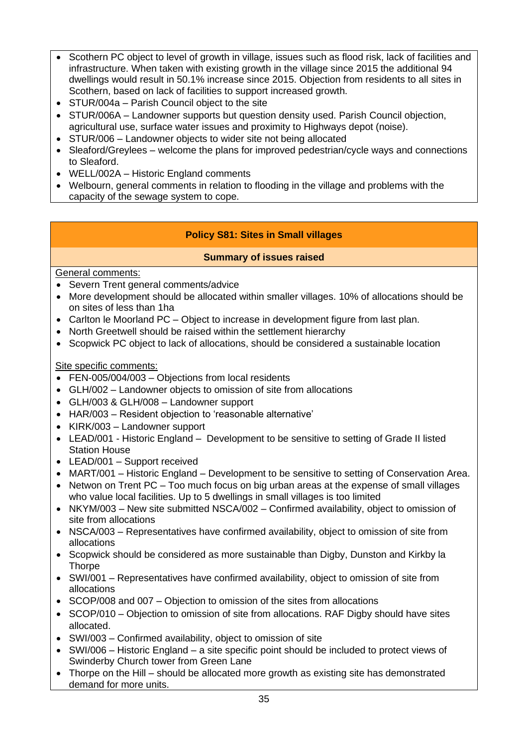- Scothern PC object to level of growth in village, issues such as flood risk, lack of facilities and infrastructure. When taken with existing growth in the village since 2015 the additional 94 dwellings would result in 50.1% increase since 2015. Objection from residents to all sites in Scothern, based on lack of facilities to support increased growth.
- STUR/004a – Parish Council object to the site
- STUR/006A – Landowner supports but question density used. Parish Council objection, agricultural use, surface water issues and proximity to Highways depot (noise).
- STUR/006 – Landowner objects to wider site not being allocated
- Sleaford/Greylees – welcome the plans for improved pedestrian/cycle ways and connections to Sleaford.
- WELL/002A – Historic England comments
- Welbourn, general comments in relation to flooding in the village and problems with the capacity of the sewage system to cope.

## Policy S81: Sites in Small villages

### Summary of issues raised

General comments:

- Severn Trent general comments/advice
- More development should be allocated within smaller villages. 10% of allocations should be on sites of less than 1ha
- Carlton le Moorland PC – Object to increase in development figure from last plan.
- North Greetwell should be raised within the settlement hierarchy
- Scopwick PC object to lack of allocations, should be considered a sustainable location

Site specific comments:

- FEN-005/004/003 – Objections from local residents
- GLH/002 – Landowner objects to omission of site from allocations
- GLH/003 & GLH/008 – Landowner support
- HAR/003 – Resident objection to 'reasonable alternative'
- KIRK/003 – Landowner support
- LEAD/001 - Historic England – Development to be sensitive to setting of Grade II listed Station House
- LEAD/001 – Support received
- MART/001 – Historic England – Development to be sensitive to setting of Conservation Area.
- Netwon on Trent PC – Too much focus on big urban areas at the expense of small villages who value local facilities. Up to 5 dwellings in small villages is too limited
- NKYM/003 – New site submitted NSCA/002 – Confirmed availability, object to omission of site from allocations
- NSCA/003 – Representatives have confirmed availability, object to omission of site from allocations
- Scopwick should be considered as more sustainable than Digby, Dunston and Kirkby la Thorpe
- SWI/001 – Representatives have confirmed availability, object to omission of site from allocations
- SCOP/008 and 007 – Objection to omission of the sites from allocations
- SCOP/010 – Objection to omission of site from allocations. RAF Digby should have sites allocated.
- SWI/003 – Confirmed availability, object to omission of site
- SWI/006 – Historic England – a site specific point should be included to protect views of Swinderby Church tower from Green Lane
- Thorpe on the Hill – should be allocated more growth as existing site has demonstrated demand for more units.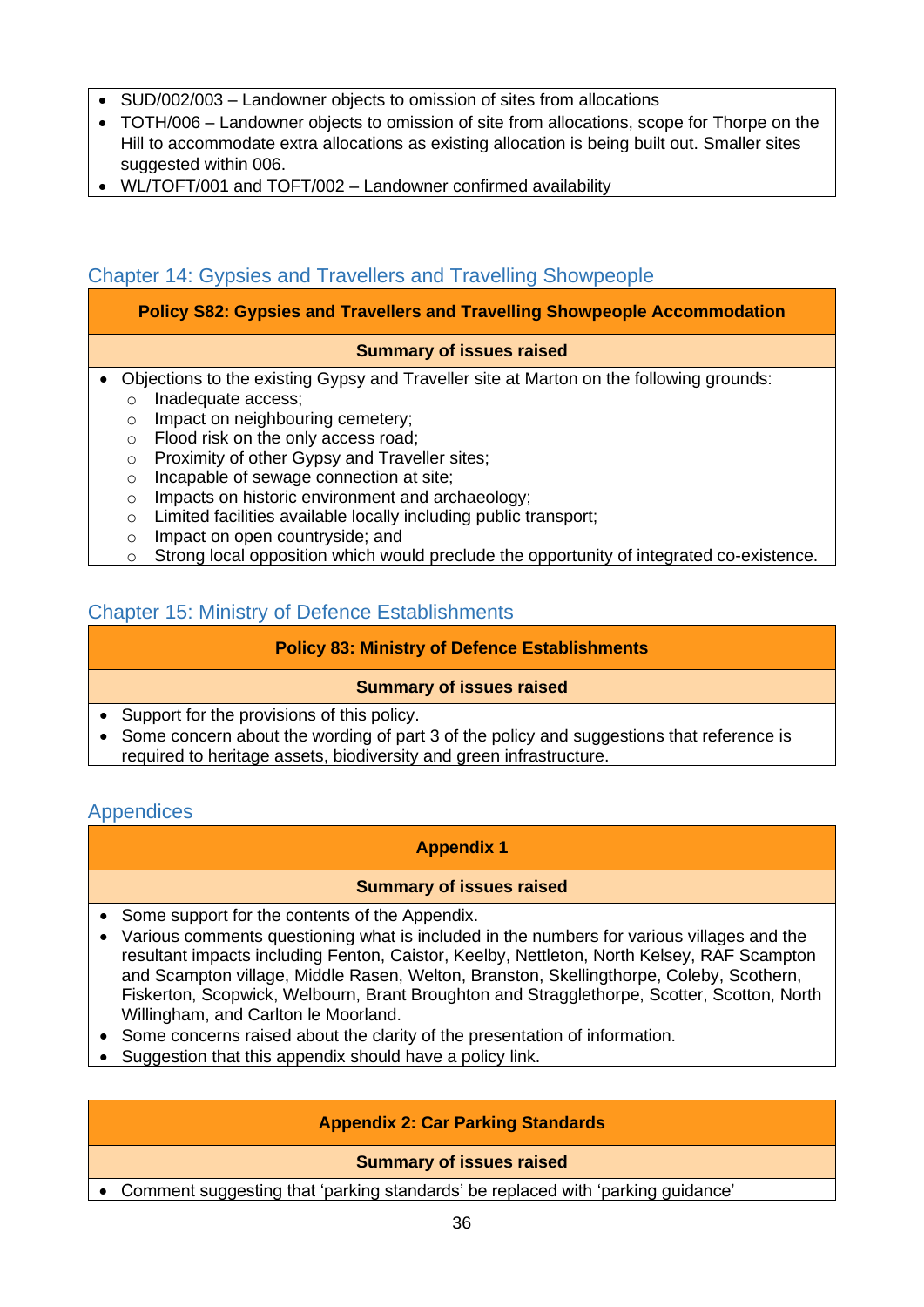- SUD/002/003 – Landowner objects to omission of sites from allocations
- TOTH/006 – Landowner objects to omission of site from allocations, scope for Thorpe on the Hill to accommodate extra allocations as existing allocation is being built out. Smaller sites suggested within 006.
- WL/TOFT/001 and TOFT/002 – Landowner confirmed availability

## Chapter 14: Gypsies and Travellers and Travelling Showpeople

| **Policy S82: Gypsies and Travellers and Travelling Showpeople Accommodation** |
|---|
| **Summary of issues raised** |
| • Objections to the existing Gypsy and Traveller site at Marton on the following grounds:<br>  ○ Inadequate access;<br>  ○ Impact on neighbouring cemetery;<br>  ○ Flood risk on the only access road;<br>  ○ Proximity of other Gypsy and Traveller sites;<br>  ○ Incapable of sewage connection at site;<br>  ○ Impacts on historic environment and archaeology;<br>  ○ Limited facilities available locally including public transport;<br>  ○ Impact on open countryside; and<br>  ○ Strong local opposition which would preclude the opportunity of integrated co-existence. |

## Chapter 15: Ministry of Defence Establishments

| **Policy 83: Ministry of Defence Establishments** |
|---|
| **Summary of issues raised** |
| • Support for the provisions of this policy.<br>• Some concern about the wording of part 3 of the policy and suggestions that reference is required to heritage assets, biodiversity and green infrastructure. |

## Appendices

| **Appendix 1** |
|---|
| **Summary of issues raised** |
| • Some support for the contents of the Appendix.<br>• Various comments questioning what is included in the numbers for various villages and the resultant impacts including Fenton, Caistor, Keelby, Nettleton, North Kelsey, RAF Scampton and Scampton village, Middle Rasen, Welton, Branston, Skellingthorpe, Coleby, Scothern, Fiskerton, Scopwick, Welbourn, Brant Broughton and Stragglethorpe, Scotter, Scotton, North Willingham, and Carlton le Moorland.<br>• Some concerns raised about the clarity of the presentation of information.<br>• Suggestion that this appendix should have a policy link. |

| **Appendix 2: Car Parking Standards** |
|---|
| **Summary of issues raised** |
| • Comment suggesting that 'parking standards' be replaced with 'parking guidance' |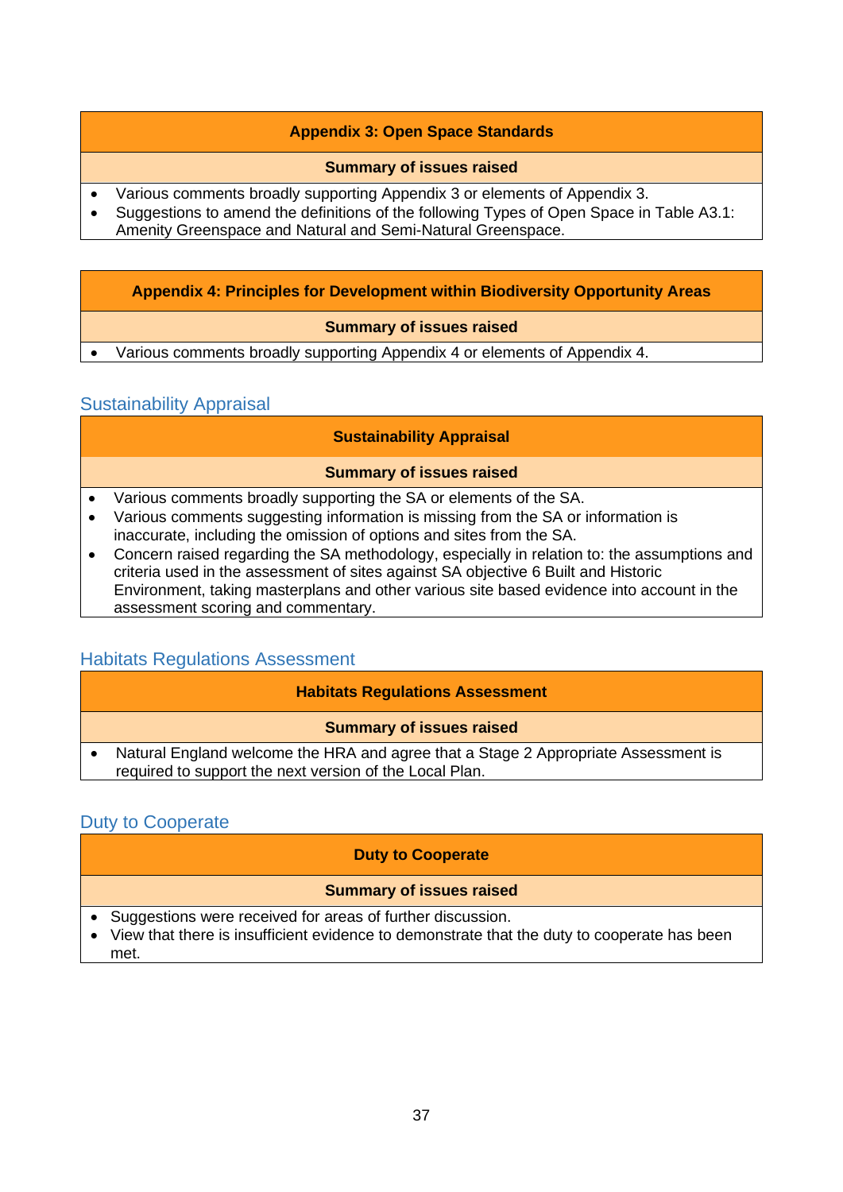| Appendix 3: Open Space Standards |
|---|
| **Summary of issues raised** |
| • Various comments broadly supporting Appendix 3 or elements of Appendix 3.<br>• Suggestions to amend the definitions of the following Types of Open Space in Table A3.1: Amenity Greenspace and Natural and Semi-Natural Greenspace. |

| Appendix 4: Principles for Development within Biodiversity Opportunity Areas |
|---|
| **Summary of issues raised** |
| • Various comments broadly supporting Appendix 4 or elements of Appendix 4. |

## Sustainability Appraisal

| Sustainability Appraisal |
|---|
| **Summary of issues raised** |
| • Various comments broadly supporting the SA or elements of the SA.<br>• Various comments suggesting information is missing from the SA or information is inaccurate, including the omission of options and sites from the SA.<br>• Concern raised regarding the SA methodology, especially in relation to: the assumptions and criteria used in the assessment of sites against SA objective 6 Built and Historic Environment, taking masterplans and other various site based evidence into account in the assessment scoring and commentary. |

## Habitats Regulations Assessment

| Habitats Regulations Assessment |
|---|
| **Summary of issues raised** |
| • Natural England welcome the HRA and agree that a Stage 2 Appropriate Assessment is required to support the next version of the Local Plan. |

## Duty to Cooperate

| Duty to Cooperate |
|---|
| **Summary of issues raised** |
| • Suggestions were received for areas of further discussion.<br>• View that there is insufficient evidence to demonstrate that the duty to cooperate has been met. |